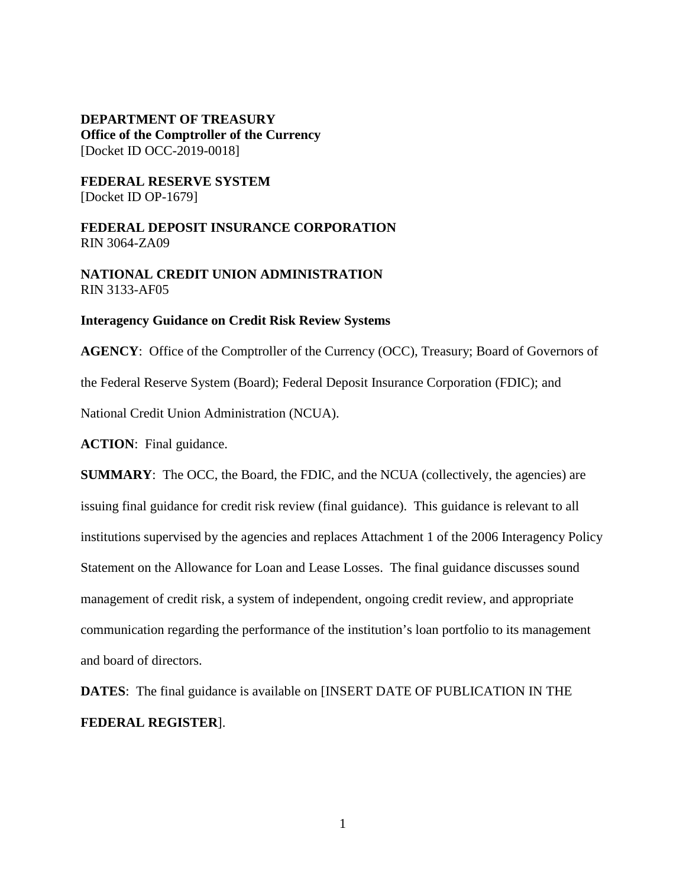**DEPARTMENT OF TREASURY**
**Office of the Comptroller of the Currency**
[Docket ID OCC-2019-0018]

**FEDERAL RESERVE SYSTEM**
[Docket ID OP-1679]

**FEDERAL DEPOSIT INSURANCE CORPORATION**
RIN 3064-ZA09

**NATIONAL CREDIT UNION ADMINISTRATION**
RIN 3133-AF05

**Interagency Guidance on Credit Risk Review Systems**

**AGENCY**: Office of the Comptroller of the Currency (OCC), Treasury; Board of Governors of the Federal Reserve System (Board); Federal Deposit Insurance Corporation (FDIC); and National Credit Union Administration (NCUA).

**ACTION**: Final guidance.

**SUMMARY**: The OCC, the Board, the FDIC, and the NCUA (collectively, the agencies) are issuing final guidance for credit risk review (final guidance). This guidance is relevant to all institutions supervised by the agencies and replaces Attachment 1 of the 2006 Interagency Policy Statement on the Allowance for Loan and Lease Losses. The final guidance discusses sound management of credit risk, a system of independent, ongoing credit review, and appropriate communication regarding the performance of the institution's loan portfolio to its management and board of directors.

**DATES**: The final guidance is available on [INSERT DATE OF PUBLICATION IN THE **FEDERAL REGISTER**].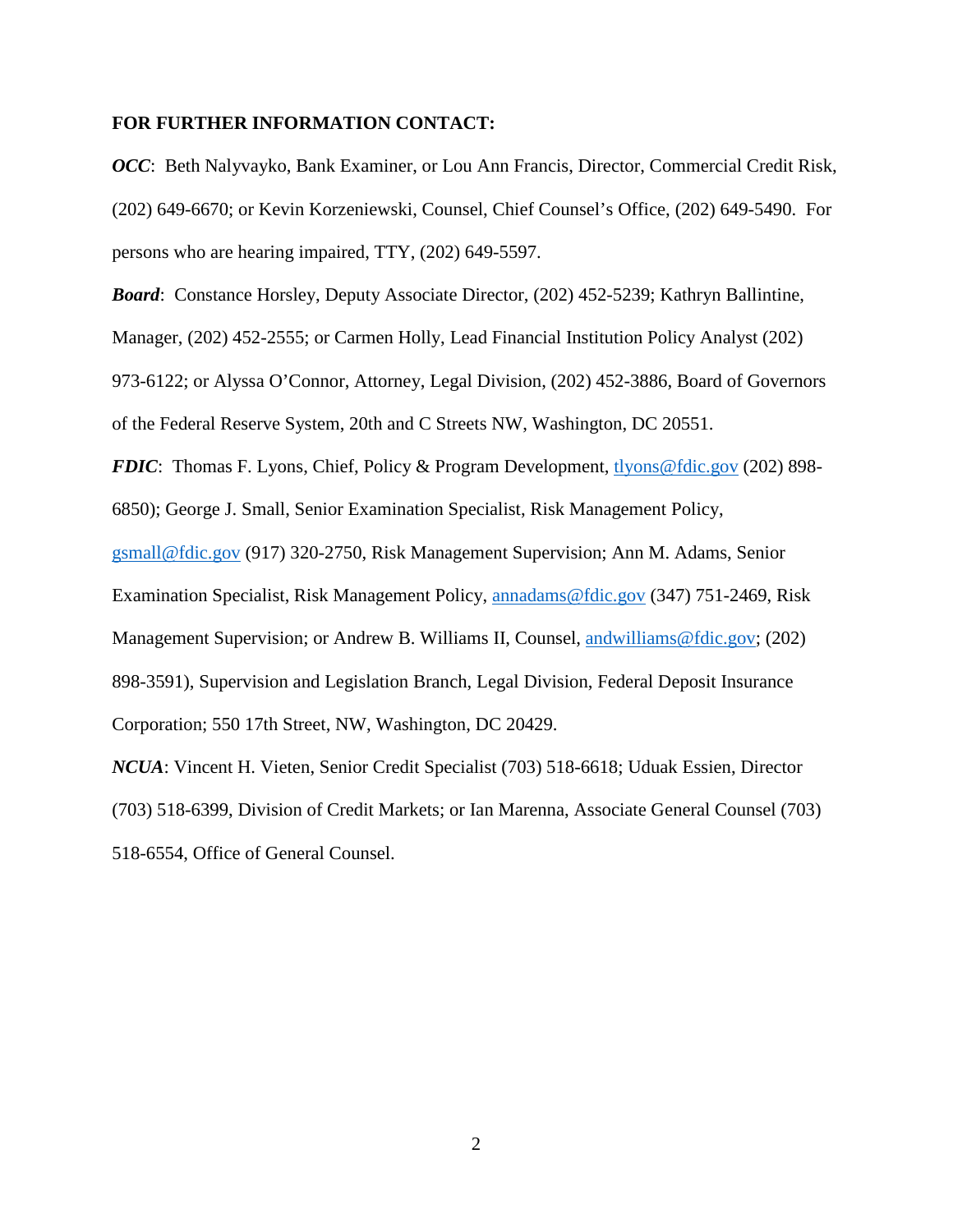**FOR FURTHER INFORMATION CONTACT:**

***OCC***: Beth Nalyvayko, Bank Examiner, or Lou Ann Francis, Director, Commercial Credit Risk, (202) 649-6670; or Kevin Korzeniewski, Counsel, Chief Counsel's Office, (202) 649-5490. For persons who are hearing impaired, TTY, (202) 649-5597.

***Board***: Constance Horsley, Deputy Associate Director, (202) 452-5239; Kathryn Ballintine, Manager, (202) 452-2555; or Carmen Holly, Lead Financial Institution Policy Analyst (202) 973-6122; or Alyssa O'Connor, Attorney, Legal Division, (202) 452-3886, Board of Governors of the Federal Reserve System, 20th and C Streets NW, Washington, DC 20551.

***FDIC***: Thomas F. Lyons, Chief, Policy & Program Development, tlyons@fdic.gov (202) 898-6850); George J. Small, Senior Examination Specialist, Risk Management Policy, gsmall@fdic.gov (917) 320-2750, Risk Management Supervision; Ann M. Adams, Senior Examination Specialist, Risk Management Policy, annadams@fdic.gov (347) 751-2469, Risk Management Supervision; or Andrew B. Williams II, Counsel, andwilliams@fdic.gov; (202) 898-3591), Supervision and Legislation Branch, Legal Division, Federal Deposit Insurance Corporation; 550 17th Street, NW, Washington, DC 20429.

***NCUA***: Vincent H. Vieten, Senior Credit Specialist (703) 518-6618; Uduak Essien, Director (703) 518-6399, Division of Credit Markets; or Ian Marenna, Associate General Counsel (703) 518-6554, Office of General Counsel.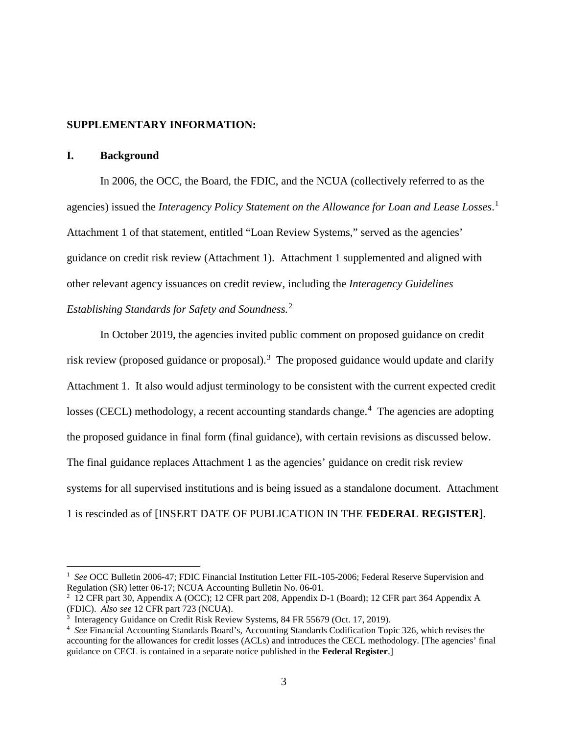## SUPPLEMENTARY INFORMATION:

### I. Background

In 2006, the OCC, the Board, the FDIC, and the NCUA (collectively referred to as the agencies) issued the *Interagency Policy Statement on the Allowance for Loan and Lease Losses*.[1] Attachment 1 of that statement, entitled "Loan Review Systems," served as the agencies' guidance on credit risk review (Attachment 1). Attachment 1 supplemented and aligned with other relevant agency issuances on credit review, including the *Interagency Guidelines Establishing Standards for Safety and Soundness.*[2]

In October 2019, the agencies invited public comment on proposed guidance on credit risk review (proposed guidance or proposal).[3] The proposed guidance would update and clarify Attachment 1. It also would adjust terminology to be consistent with the current expected credit losses (CECL) methodology, a recent accounting standards change.[4] The agencies are adopting the proposed guidance in final form (final guidance), with certain revisions as discussed below. The final guidance replaces Attachment 1 as the agencies' guidance on credit risk review systems for all supervised institutions and is being issued as a standalone document. Attachment 1 is rescinded as of [INSERT DATE OF PUBLICATION IN THE **FEDERAL REGISTER**].

---

[1] *See* OCC Bulletin 2006-47; FDIC Financial Institution Letter FIL-105-2006; Federal Reserve Supervision and Regulation (SR) letter 06-17; NCUA Accounting Bulletin No. 06-01.

[2] 12 CFR part 30, Appendix A (OCC); 12 CFR part 208, Appendix D-1 (Board); 12 CFR part 364 Appendix A (FDIC). *Also see* 12 CFR part 723 (NCUA).

[3] Interagency Guidance on Credit Risk Review Systems, 84 FR 55679 (Oct. 17, 2019).

[4] *See* Financial Accounting Standards Board's, Accounting Standards Codification Topic 326, which revises the accounting for the allowances for credit losses (ACLs) and introduces the CECL methodology. [The agencies' final guidance on CECL is contained in a separate notice published in the **Federal Register**.]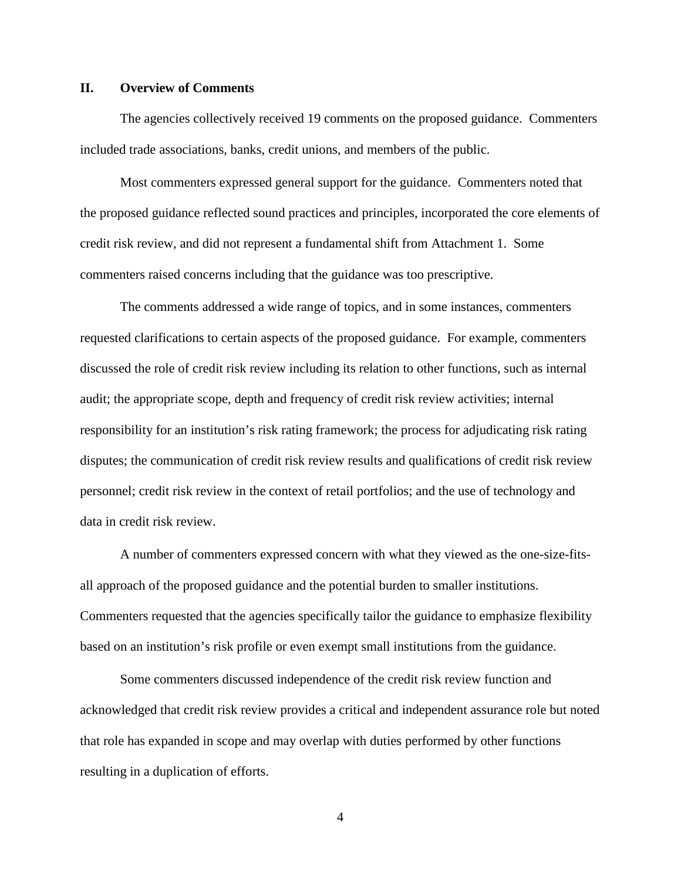## II. Overview of Comments

The agencies collectively received 19 comments on the proposed guidance. Commenters included trade associations, banks, credit unions, and members of the public.

Most commenters expressed general support for the guidance. Commenters noted that the proposed guidance reflected sound practices and principles, incorporated the core elements of credit risk review, and did not represent a fundamental shift from Attachment 1. Some commenters raised concerns including that the guidance was too prescriptive.

The comments addressed a wide range of topics, and in some instances, commenters requested clarifications to certain aspects of the proposed guidance. For example, commenters discussed the role of credit risk review including its relation to other functions, such as internal audit; the appropriate scope, depth and frequency of credit risk review activities; internal responsibility for an institution's risk rating framework; the process for adjudicating risk rating disputes; the communication of credit risk review results and qualifications of credit risk review personnel; credit risk review in the context of retail portfolios; and the use of technology and data in credit risk review.

A number of commenters expressed concern with what they viewed as the one-size-fits-all approach of the proposed guidance and the potential burden to smaller institutions. Commenters requested that the agencies specifically tailor the guidance to emphasize flexibility based on an institution's risk profile or even exempt small institutions from the guidance.

Some commenters discussed independence of the credit risk review function and acknowledged that credit risk review provides a critical and independent assurance role but noted that role has expanded in scope and may overlap with duties performed by other functions resulting in a duplication of efforts.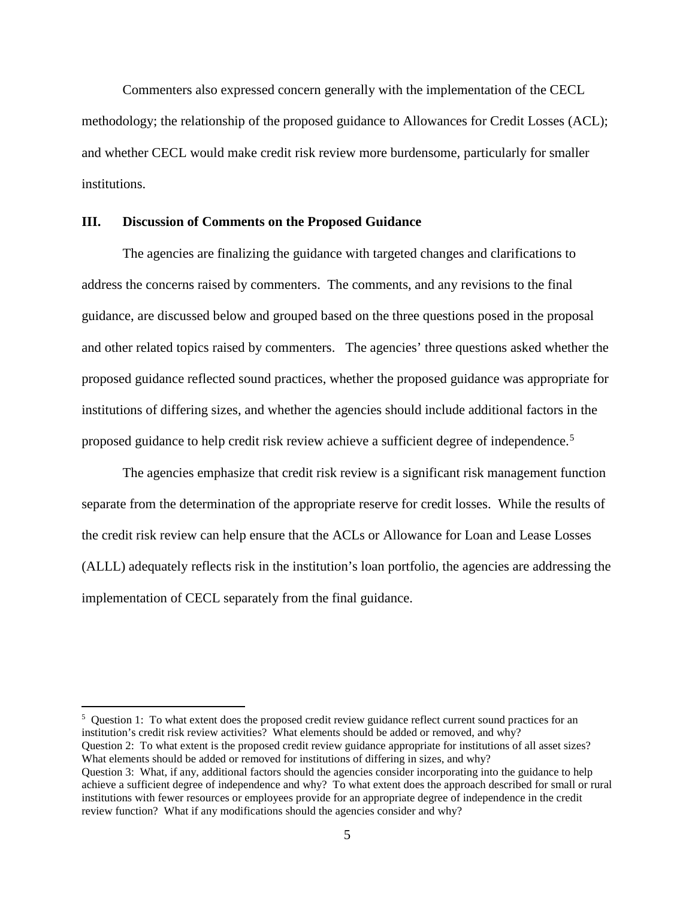Commenters also expressed concern generally with the implementation of the CECL methodology; the relationship of the proposed guidance to Allowances for Credit Losses (ACL); and whether CECL would make credit risk review more burdensome, particularly for smaller institutions.

## III. Discussion of Comments on the Proposed Guidance

The agencies are finalizing the guidance with targeted changes and clarifications to address the concerns raised by commenters. The comments, and any revisions to the final guidance, are discussed below and grouped based on the three questions posed in the proposal and other related topics raised by commenters. The agencies' three questions asked whether the proposed guidance reflected sound practices, whether the proposed guidance was appropriate for institutions of differing sizes, and whether the agencies should include additional factors in the proposed guidance to help credit risk review achieve a sufficient degree of independence.[5]

The agencies emphasize that credit risk review is a significant risk management function separate from the determination of the appropriate reserve for credit losses. While the results of the credit risk review can help ensure that the ACLs or Allowance for Loan and Lease Losses (ALLL) adequately reflects risk in the institution's loan portfolio, the agencies are addressing the implementation of CECL separately from the final guidance.

---

[5] Question 1: To what extent does the proposed credit review guidance reflect current sound practices for an institution's credit risk review activities? What elements should be added or removed, and why?
Question 2: To what extent is the proposed credit review guidance appropriate for institutions of all asset sizes? What elements should be added or removed for institutions of differing in sizes, and why?
Question 3: What, if any, additional factors should the agencies consider incorporating into the guidance to help achieve a sufficient degree of independence and why? To what extent does the approach described for small or rural institutions with fewer resources or employees provide for an appropriate degree of independence in the credit review function? What if any modifications should the agencies consider and why?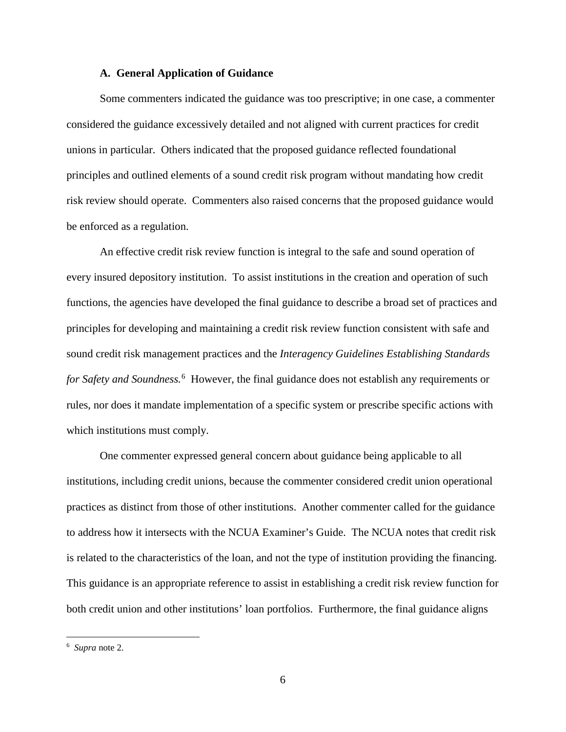### A. General Application of Guidance

Some commenters indicated the guidance was too prescriptive; in one case, a commenter considered the guidance excessively detailed and not aligned with current practices for credit unions in particular. Others indicated that the proposed guidance reflected foundational principles and outlined elements of a sound credit risk program without mandating how credit risk review should operate. Commenters also raised concerns that the proposed guidance would be enforced as a regulation.

An effective credit risk review function is integral to the safe and sound operation of every insured depository institution. To assist institutions in the creation and operation of such functions, the agencies have developed the final guidance to describe a broad set of practices and principles for developing and maintaining a credit risk review function consistent with safe and sound credit risk management practices and the *Interagency Guidelines Establishing Standards for Safety and Soundness.*[6] However, the final guidance does not establish any requirements or rules, nor does it mandate implementation of a specific system or prescribe specific actions with which institutions must comply.

One commenter expressed general concern about guidance being applicable to all institutions, including credit unions, because the commenter considered credit union operational practices as distinct from those of other institutions. Another commenter called for the guidance to address how it intersects with the NCUA Examiner's Guide. The NCUA notes that credit risk is related to the characteristics of the loan, and not the type of institution providing the financing. This guidance is an appropriate reference to assist in establishing a credit risk review function for both credit union and other institutions' loan portfolios. Furthermore, the final guidance aligns

---

[6] *Supra* note 2.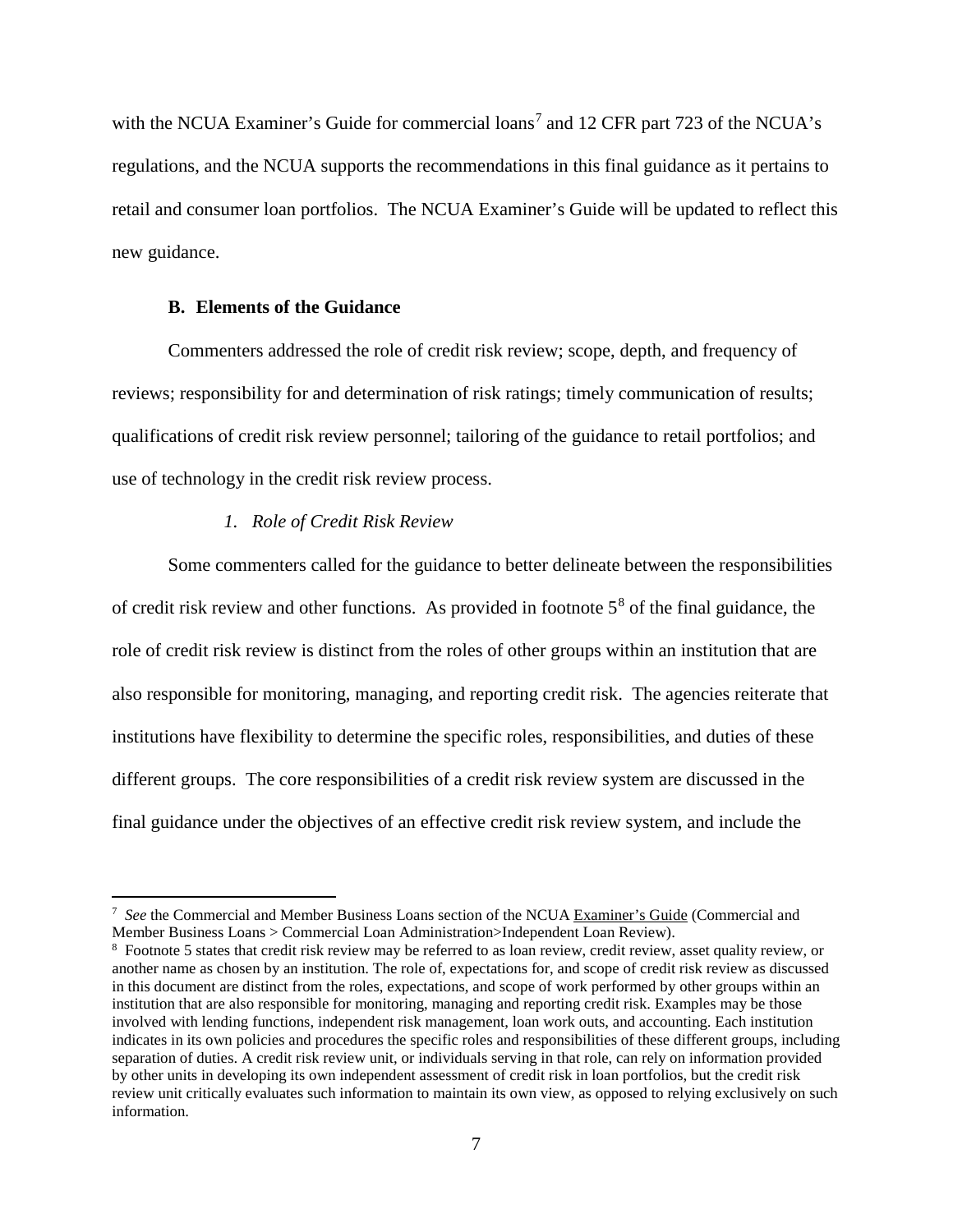with the NCUA Examiner's Guide for commercial loans[7] and 12 CFR part 723 of the NCUA's regulations, and the NCUA supports the recommendations in this final guidance as it pertains to retail and consumer loan portfolios. The NCUA Examiner's Guide will be updated to reflect this new guidance.

### B. Elements of the Guidance

Commenters addressed the role of credit risk review; scope, depth, and frequency of reviews; responsibility for and determination of risk ratings; timely communication of results; qualifications of credit risk review personnel; tailoring of the guidance to retail portfolios; and use of technology in the credit risk review process.

#### *1. Role of Credit Risk Review*

Some commenters called for the guidance to better delineate between the responsibilities of credit risk review and other functions. As provided in footnote 5[8] of the final guidance, the role of credit risk review is distinct from the roles of other groups within an institution that are also responsible for monitoring, managing, and reporting credit risk. The agencies reiterate that institutions have flexibility to determine the specific roles, responsibilities, and duties of these different groups. The core responsibilities of a credit risk review system are discussed in the final guidance under the objectives of an effective credit risk review system, and include the

---

[7] *See* the Commercial and Member Business Loans section of the NCUA Examiner's Guide (Commercial and Member Business Loans > Commercial Loan Administration>Independent Loan Review).

[8] Footnote 5 states that credit risk review may be referred to as loan review, credit review, asset quality review, or another name as chosen by an institution. The role of, expectations for, and scope of credit risk review as discussed in this document are distinct from the roles, expectations, and scope of work performed by other groups within an institution that are also responsible for monitoring, managing and reporting credit risk. Examples may be those involved with lending functions, independent risk management, loan work outs, and accounting. Each institution indicates in its own policies and procedures the specific roles and responsibilities of these different groups, including separation of duties. A credit risk review unit, or individuals serving in that role, can rely on information provided by other units in developing its own independent assessment of credit risk in loan portfolios, but the credit risk review unit critically evaluates such information to maintain its own view, as opposed to relying exclusively on such information.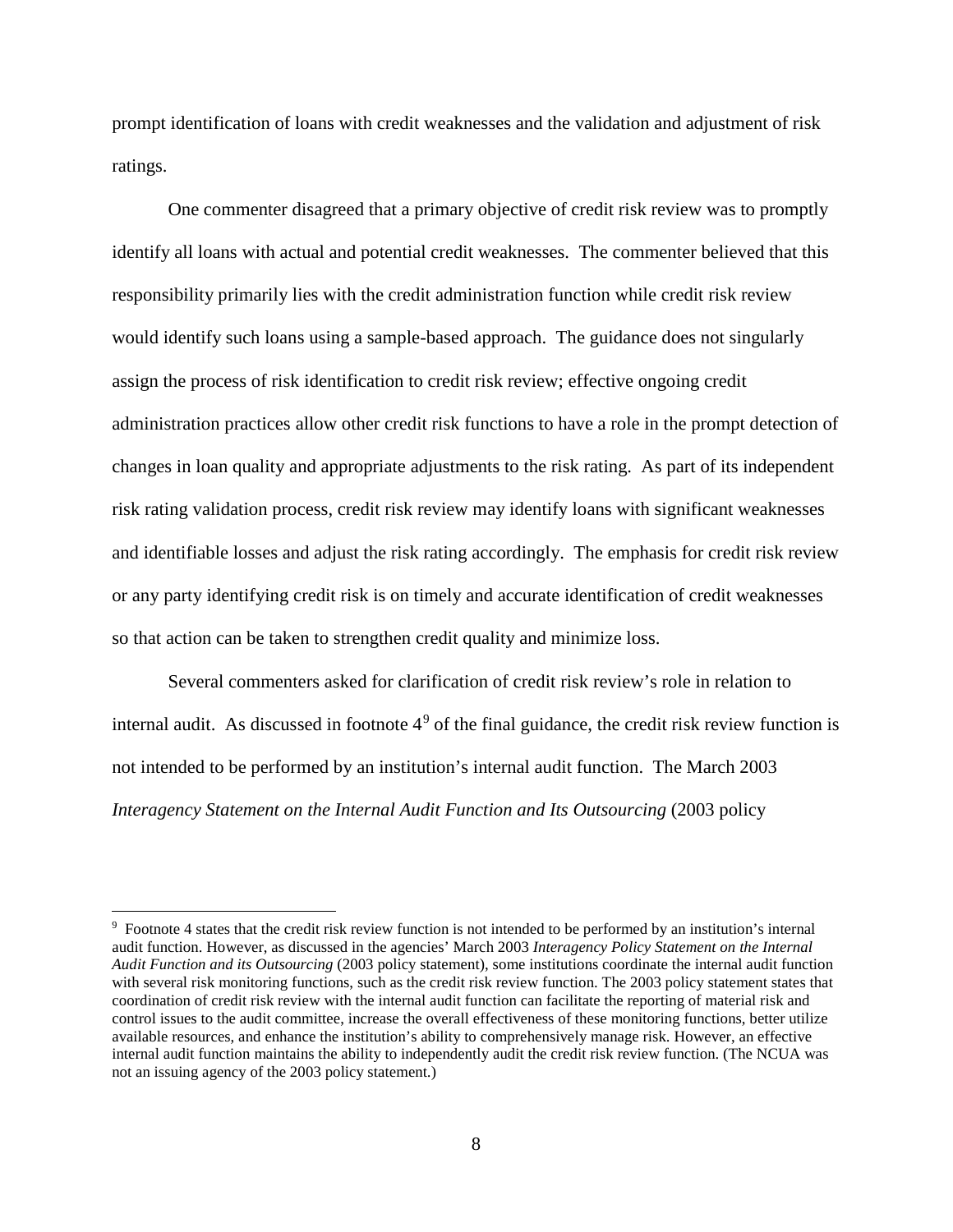prompt identification of loans with credit weaknesses and the validation and adjustment of risk ratings.

One commenter disagreed that a primary objective of credit risk review was to promptly identify all loans with actual and potential credit weaknesses. The commenter believed that this responsibility primarily lies with the credit administration function while credit risk review would identify such loans using a sample-based approach. The guidance does not singularly assign the process of risk identification to credit risk review; effective ongoing credit administration practices allow other credit risk functions to have a role in the prompt detection of changes in loan quality and appropriate adjustments to the risk rating. As part of its independent risk rating validation process, credit risk review may identify loans with significant weaknesses and identifiable losses and adjust the risk rating accordingly. The emphasis for credit risk review or any party identifying credit risk is on timely and accurate identification of credit weaknesses so that action can be taken to strengthen credit quality and minimize loss.

Several commenters asked for clarification of credit risk review's role in relation to internal audit. As discussed in footnote 4[9] of the final guidance, the credit risk review function is not intended to be performed by an institution's internal audit function. The March 2003 *Interagency Statement on the Internal Audit Function and Its Outsourcing* (2003 policy

---

[9] Footnote 4 states that the credit risk review function is not intended to be performed by an institution's internal audit function. However, as discussed in the agencies' March 2003 *Interagency Policy Statement on the Internal Audit Function and its Outsourcing* (2003 policy statement), some institutions coordinate the internal audit function with several risk monitoring functions, such as the credit risk review function. The 2003 policy statement states that coordination of credit risk review with the internal audit function can facilitate the reporting of material risk and control issues to the audit committee, increase the overall effectiveness of these monitoring functions, better utilize available resources, and enhance the institution's ability to comprehensively manage risk. However, an effective internal audit function maintains the ability to independently audit the credit risk review function. (The NCUA was not an issuing agency of the 2003 policy statement.)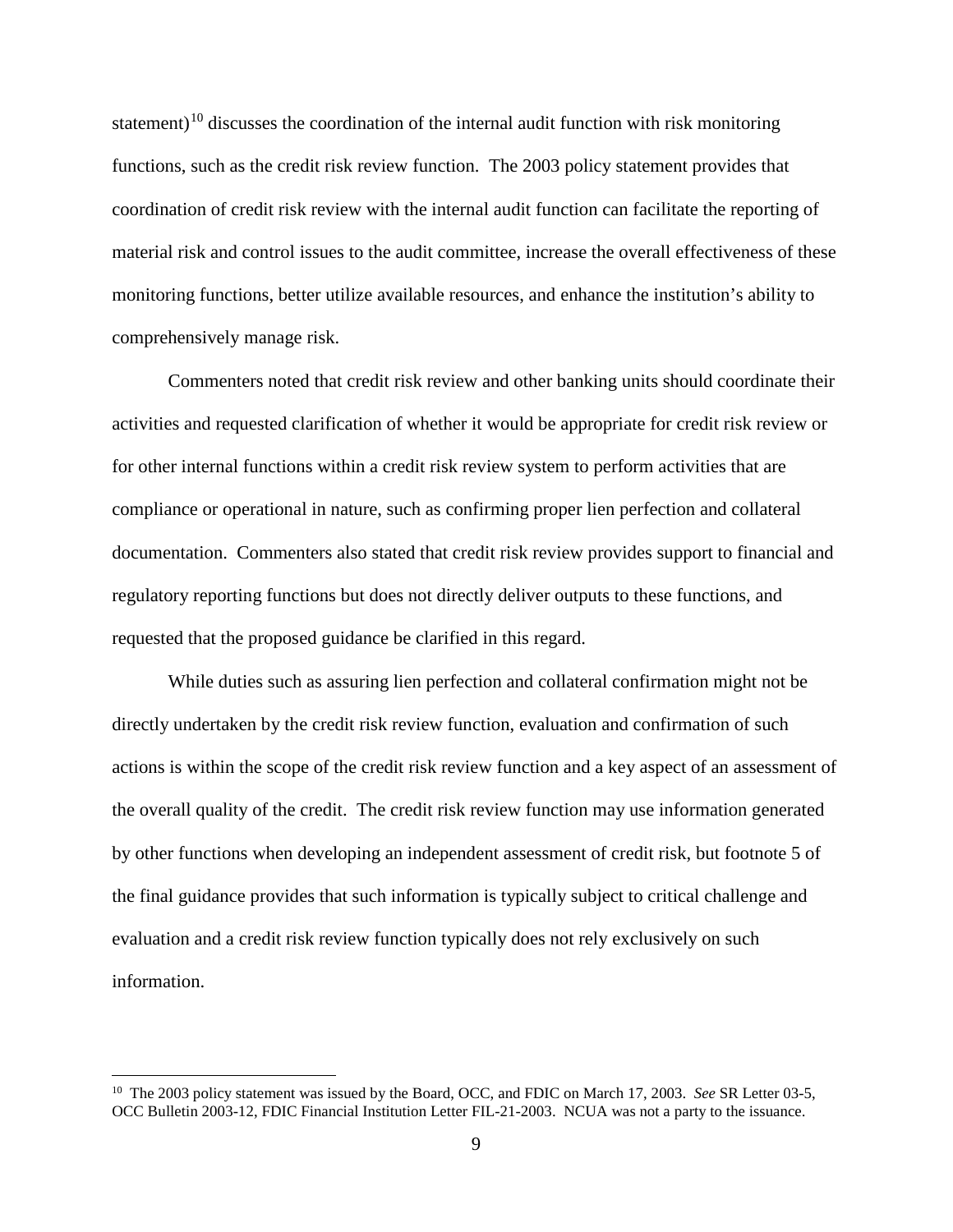statement)[10] discusses the coordination of the internal audit function with risk monitoring functions, such as the credit risk review function. The 2003 policy statement provides that coordination of credit risk review with the internal audit function can facilitate the reporting of material risk and control issues to the audit committee, increase the overall effectiveness of these monitoring functions, better utilize available resources, and enhance the institution's ability to comprehensively manage risk.

Commenters noted that credit risk review and other banking units should coordinate their activities and requested clarification of whether it would be appropriate for credit risk review or for other internal functions within a credit risk review system to perform activities that are compliance or operational in nature, such as confirming proper lien perfection and collateral documentation. Commenters also stated that credit risk review provides support to financial and regulatory reporting functions but does not directly deliver outputs to these functions, and requested that the proposed guidance be clarified in this regard.

While duties such as assuring lien perfection and collateral confirmation might not be directly undertaken by the credit risk review function, evaluation and confirmation of such actions is within the scope of the credit risk review function and a key aspect of an assessment of the overall quality of the credit. The credit risk review function may use information generated by other functions when developing an independent assessment of credit risk, but footnote 5 of the final guidance provides that such information is typically subject to critical challenge and evaluation and a credit risk review function typically does not rely exclusively on such information.

---

[10] The 2003 policy statement was issued by the Board, OCC, and FDIC on March 17, 2003. *See* SR Letter 03-5, OCC Bulletin 2003-12, FDIC Financial Institution Letter FIL-21-2003. NCUA was not a party to the issuance.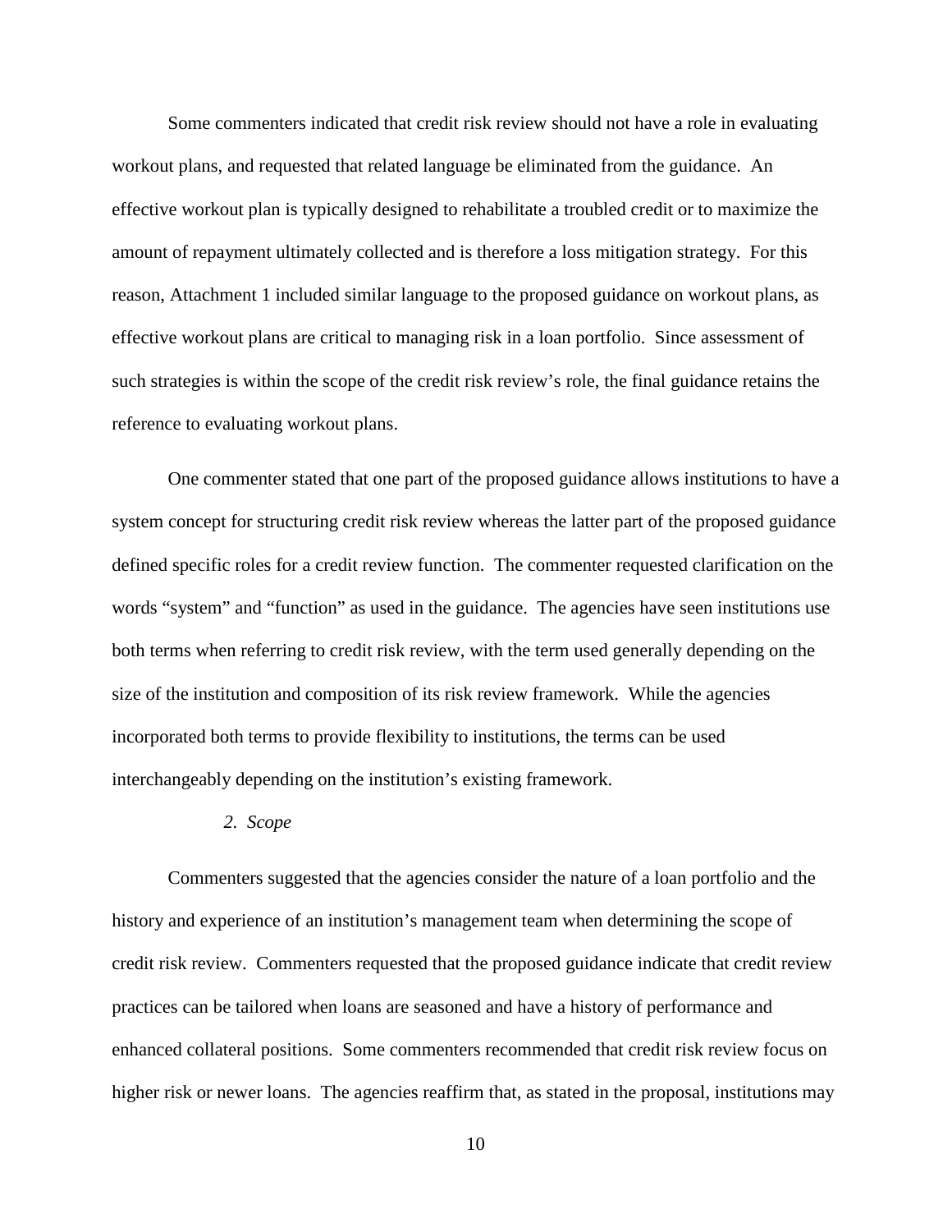Some commenters indicated that credit risk review should not have a role in evaluating workout plans, and requested that related language be eliminated from the guidance. An effective workout plan is typically designed to rehabilitate a troubled credit or to maximize the amount of repayment ultimately collected and is therefore a loss mitigation strategy. For this reason, Attachment 1 included similar language to the proposed guidance on workout plans, as effective workout plans are critical to managing risk in a loan portfolio. Since assessment of such strategies is within the scope of the credit risk review's role, the final guidance retains the reference to evaluating workout plans.

One commenter stated that one part of the proposed guidance allows institutions to have a system concept for structuring credit risk review whereas the latter part of the proposed guidance defined specific roles for a credit review function. The commenter requested clarification on the words "system" and "function" as used in the guidance. The agencies have seen institutions use both terms when referring to credit risk review, with the term used generally depending on the size of the institution and composition of its risk review framework. While the agencies incorporated both terms to provide flexibility to institutions, the terms can be used interchangeably depending on the institution's existing framework.

*2. Scope*

Commenters suggested that the agencies consider the nature of a loan portfolio and the history and experience of an institution's management team when determining the scope of credit risk review. Commenters requested that the proposed guidance indicate that credit review practices can be tailored when loans are seasoned and have a history of performance and enhanced collateral positions. Some commenters recommended that credit risk review focus on higher risk or newer loans. The agencies reaffirm that, as stated in the proposal, institutions may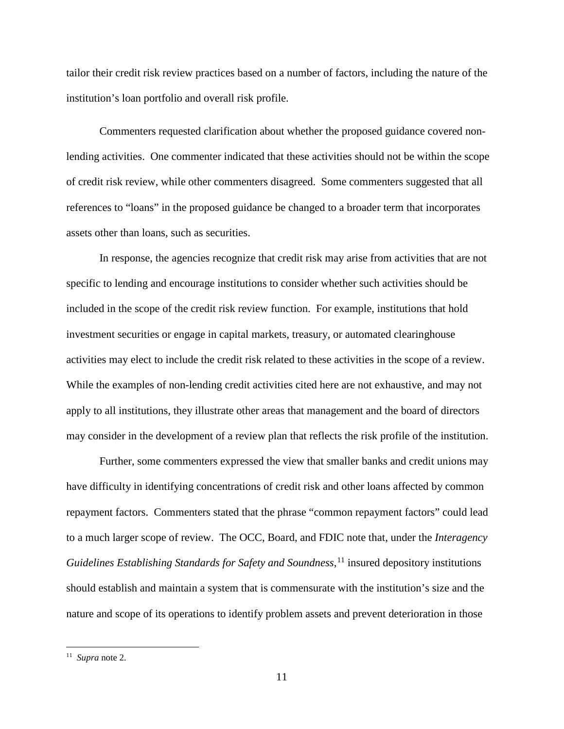tailor their credit risk review practices based on a number of factors, including the nature of the institution's loan portfolio and overall risk profile.

Commenters requested clarification about whether the proposed guidance covered non-lending activities. One commenter indicated that these activities should not be within the scope of credit risk review, while other commenters disagreed. Some commenters suggested that all references to "loans" in the proposed guidance be changed to a broader term that incorporates assets other than loans, such as securities.

In response, the agencies recognize that credit risk may arise from activities that are not specific to lending and encourage institutions to consider whether such activities should be included in the scope of the credit risk review function. For example, institutions that hold investment securities or engage in capital markets, treasury, or automated clearinghouse activities may elect to include the credit risk related to these activities in the scope of a review. While the examples of non-lending credit activities cited here are not exhaustive, and may not apply to all institutions, they illustrate other areas that management and the board of directors may consider in the development of a review plan that reflects the risk profile of the institution.

Further, some commenters expressed the view that smaller banks and credit unions may have difficulty in identifying concentrations of credit risk and other loans affected by common repayment factors. Commenters stated that the phrase "common repayment factors" could lead to a much larger scope of review. The OCC, Board, and FDIC note that, under the *Interagency Guidelines Establishing Standards for Safety and Soundness*,[11] insured depository institutions should establish and maintain a system that is commensurate with the institution's size and the nature and scope of its operations to identify problem assets and prevent deterioration in those

[11] *Supra* note 2.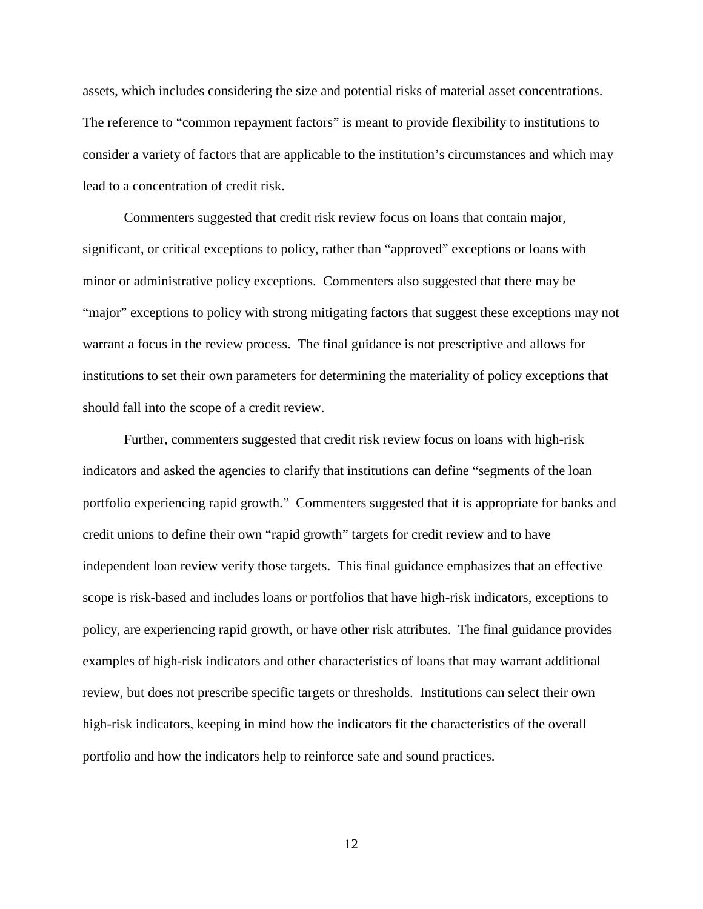assets, which includes considering the size and potential risks of material asset concentrations. The reference to "common repayment factors" is meant to provide flexibility to institutions to consider a variety of factors that are applicable to the institution's circumstances and which may lead to a concentration of credit risk.

Commenters suggested that credit risk review focus on loans that contain major, significant, or critical exceptions to policy, rather than "approved" exceptions or loans with minor or administrative policy exceptions. Commenters also suggested that there may be "major" exceptions to policy with strong mitigating factors that suggest these exceptions may not warrant a focus in the review process. The final guidance is not prescriptive and allows for institutions to set their own parameters for determining the materiality of policy exceptions that should fall into the scope of a credit review.

Further, commenters suggested that credit risk review focus on loans with high-risk indicators and asked the agencies to clarify that institutions can define "segments of the loan portfolio experiencing rapid growth." Commenters suggested that it is appropriate for banks and credit unions to define their own "rapid growth" targets for credit review and to have independent loan review verify those targets. This final guidance emphasizes that an effective scope is risk-based and includes loans or portfolios that have high-risk indicators, exceptions to policy, are experiencing rapid growth, or have other risk attributes. The final guidance provides examples of high-risk indicators and other characteristics of loans that may warrant additional review, but does not prescribe specific targets or thresholds. Institutions can select their own high-risk indicators, keeping in mind how the indicators fit the characteristics of the overall portfolio and how the indicators help to reinforce safe and sound practices.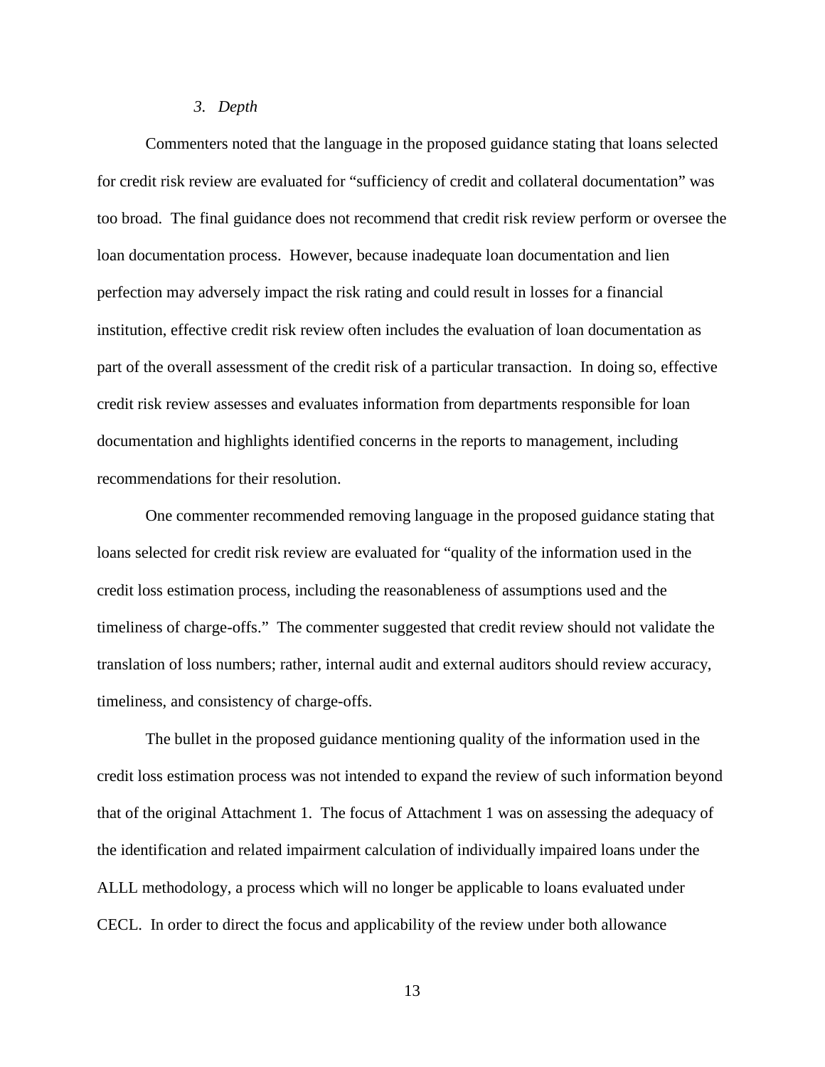### *3. Depth*

Commenters noted that the language in the proposed guidance stating that loans selected for credit risk review are evaluated for "sufficiency of credit and collateral documentation" was too broad. The final guidance does not recommend that credit risk review perform or oversee the loan documentation process. However, because inadequate loan documentation and lien perfection may adversely impact the risk rating and could result in losses for a financial institution, effective credit risk review often includes the evaluation of loan documentation as part of the overall assessment of the credit risk of a particular transaction. In doing so, effective credit risk review assesses and evaluates information from departments responsible for loan documentation and highlights identified concerns in the reports to management, including recommendations for their resolution.

One commenter recommended removing language in the proposed guidance stating that loans selected for credit risk review are evaluated for "quality of the information used in the credit loss estimation process, including the reasonableness of assumptions used and the timeliness of charge-offs." The commenter suggested that credit review should not validate the translation of loss numbers; rather, internal audit and external auditors should review accuracy, timeliness, and consistency of charge-offs.

The bullet in the proposed guidance mentioning quality of the information used in the credit loss estimation process was not intended to expand the review of such information beyond that of the original Attachment 1. The focus of Attachment 1 was on assessing the adequacy of the identification and related impairment calculation of individually impaired loans under the ALLL methodology, a process which will no longer be applicable to loans evaluated under CECL. In order to direct the focus and applicability of the review under both allowance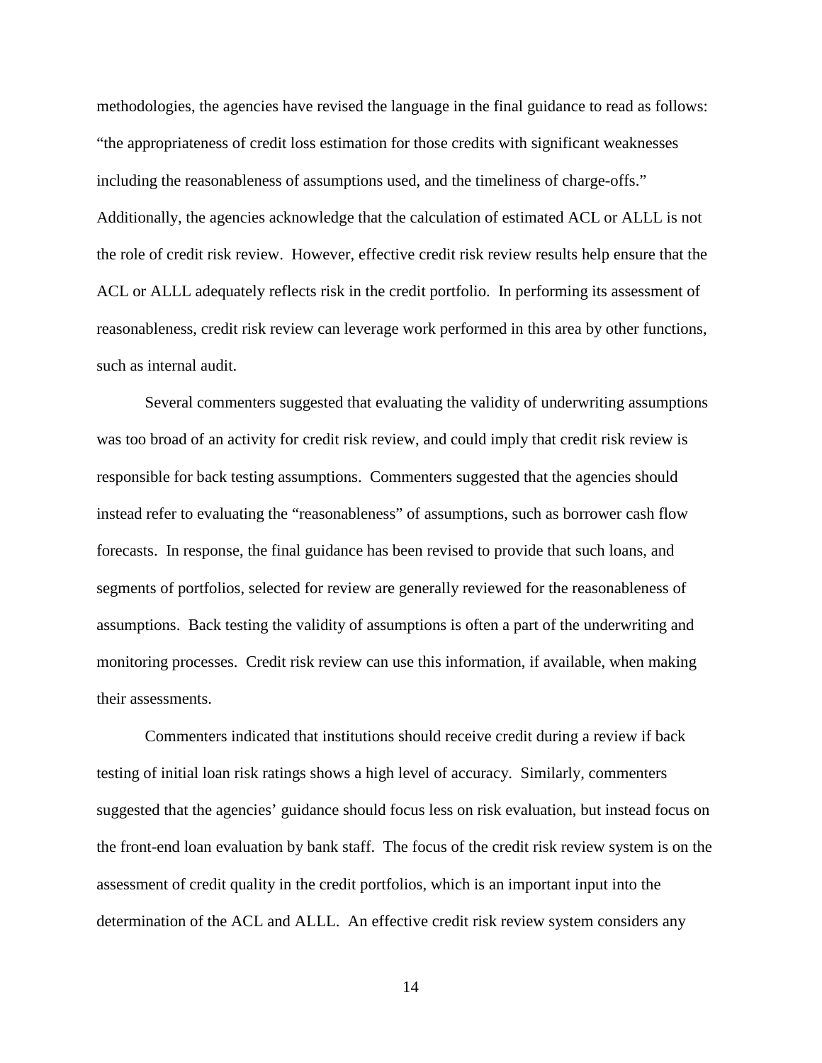methodologies, the agencies have revised the language in the final guidance to read as follows: "the appropriateness of credit loss estimation for those credits with significant weaknesses including the reasonableness of assumptions used, and the timeliness of charge-offs." Additionally, the agencies acknowledge that the calculation of estimated ACL or ALLL is not the role of credit risk review. However, effective credit risk review results help ensure that the ACL or ALLL adequately reflects risk in the credit portfolio. In performing its assessment of reasonableness, credit risk review can leverage work performed in this area by other functions, such as internal audit.

Several commenters suggested that evaluating the validity of underwriting assumptions was too broad of an activity for credit risk review, and could imply that credit risk review is responsible for back testing assumptions. Commenters suggested that the agencies should instead refer to evaluating the "reasonableness" of assumptions, such as borrower cash flow forecasts. In response, the final guidance has been revised to provide that such loans, and segments of portfolios, selected for review are generally reviewed for the reasonableness of assumptions. Back testing the validity of assumptions is often a part of the underwriting and monitoring processes. Credit risk review can use this information, if available, when making their assessments.

Commenters indicated that institutions should receive credit during a review if back testing of initial loan risk ratings shows a high level of accuracy. Similarly, commenters suggested that the agencies' guidance should focus less on risk evaluation, but instead focus on the front-end loan evaluation by bank staff. The focus of the credit risk review system is on the assessment of credit quality in the credit portfolios, which is an important input into the determination of the ACL and ALLL. An effective credit risk review system considers any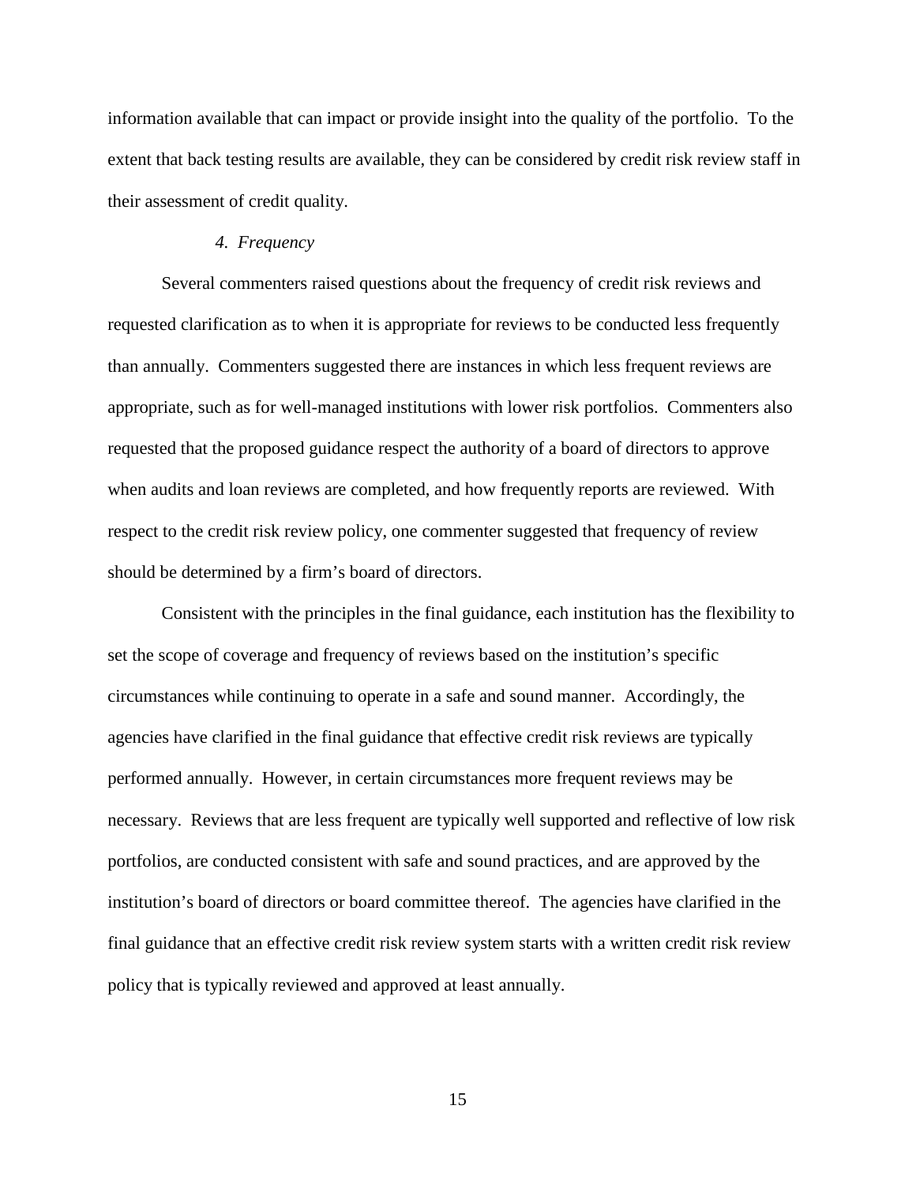information available that can impact or provide insight into the quality of the portfolio. To the extent that back testing results are available, they can be considered by credit risk review staff in their assessment of credit quality.

#### *4. Frequency*

Several commenters raised questions about the frequency of credit risk reviews and requested clarification as to when it is appropriate for reviews to be conducted less frequently than annually. Commenters suggested there are instances in which less frequent reviews are appropriate, such as for well-managed institutions with lower risk portfolios. Commenters also requested that the proposed guidance respect the authority of a board of directors to approve when audits and loan reviews are completed, and how frequently reports are reviewed. With respect to the credit risk review policy, one commenter suggested that frequency of review should be determined by a firm's board of directors.

Consistent with the principles in the final guidance, each institution has the flexibility to set the scope of coverage and frequency of reviews based on the institution's specific circumstances while continuing to operate in a safe and sound manner. Accordingly, the agencies have clarified in the final guidance that effective credit risk reviews are typically performed annually. However, in certain circumstances more frequent reviews may be necessary. Reviews that are less frequent are typically well supported and reflective of low risk portfolios, are conducted consistent with safe and sound practices, and are approved by the institution's board of directors or board committee thereof. The agencies have clarified in the final guidance that an effective credit risk review system starts with a written credit risk review policy that is typically reviewed and approved at least annually.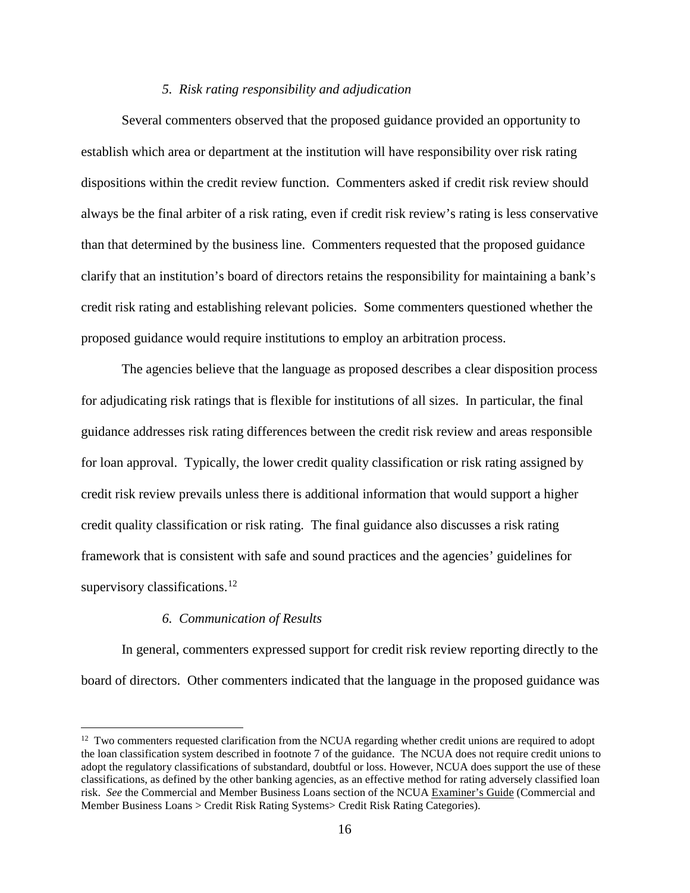*5. Risk rating responsibility and adjudication*

Several commenters observed that the proposed guidance provided an opportunity to establish which area or department at the institution will have responsibility over risk rating dispositions within the credit review function. Commenters asked if credit risk review should always be the final arbiter of a risk rating, even if credit risk review's rating is less conservative than that determined by the business line. Commenters requested that the proposed guidance clarify that an institution's board of directors retains the responsibility for maintaining a bank's credit risk rating and establishing relevant policies. Some commenters questioned whether the proposed guidance would require institutions to employ an arbitration process.

The agencies believe that the language as proposed describes a clear disposition process for adjudicating risk ratings that is flexible for institutions of all sizes. In particular, the final guidance addresses risk rating differences between the credit risk review and areas responsible for loan approval. Typically, the lower credit quality classification or risk rating assigned by credit risk review prevails unless there is additional information that would support a higher credit quality classification or risk rating. The final guidance also discusses a risk rating framework that is consistent with safe and sound practices and the agencies' guidelines for supervisory classifications.[12]

*6. Communication of Results*

In general, commenters expressed support for credit risk review reporting directly to the board of directors. Other commenters indicated that the language in the proposed guidance was

---

[12] Two commenters requested clarification from the NCUA regarding whether credit unions are required to adopt the loan classification system described in footnote 7 of the guidance. The NCUA does not require credit unions to adopt the regulatory classifications of substandard, doubtful or loss. However, NCUA does support the use of these classifications, as defined by the other banking agencies, as an effective method for rating adversely classified loan risk. *See* the Commercial and Member Business Loans section of the NCUA Examiner's Guide (Commercial and Member Business Loans > Credit Risk Rating Systems> Credit Risk Rating Categories).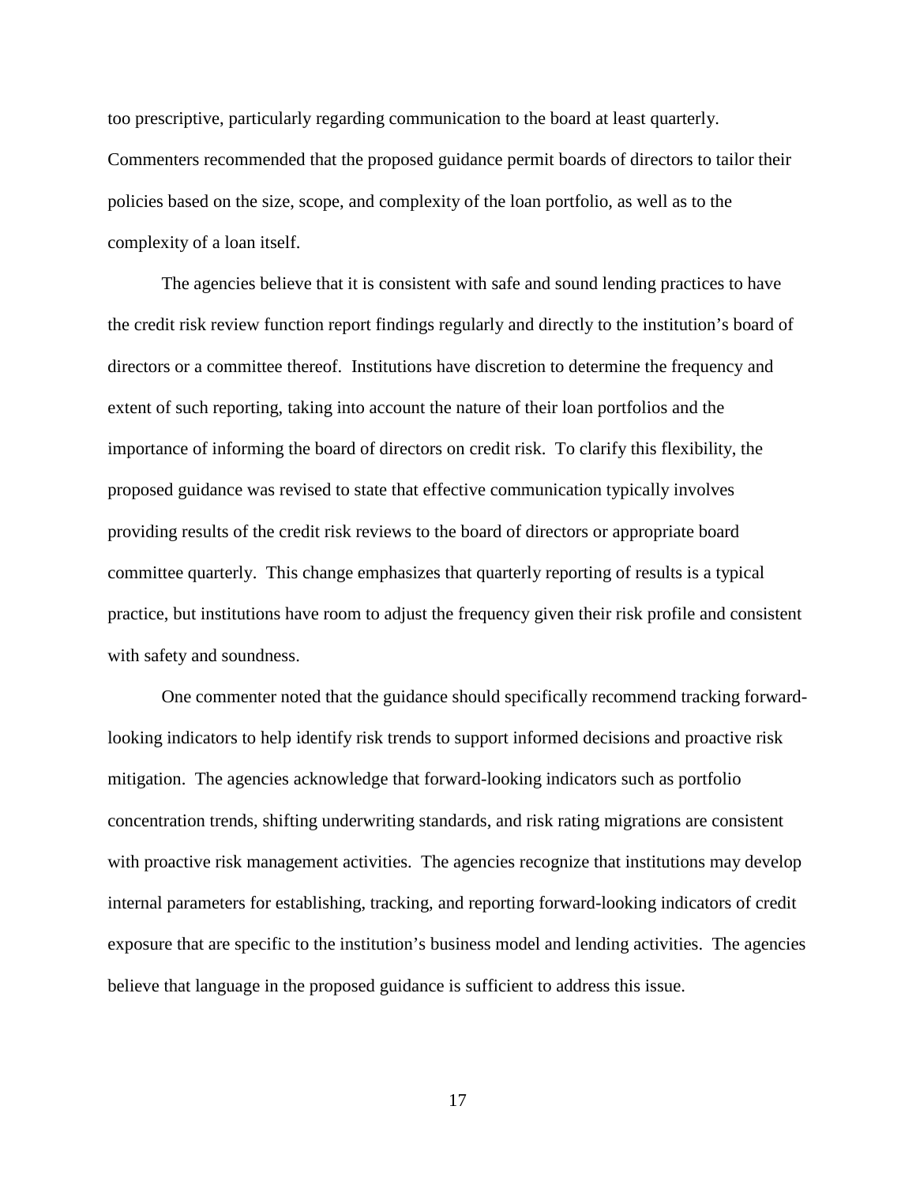too prescriptive, particularly regarding communication to the board at least quarterly. Commenters recommended that the proposed guidance permit boards of directors to tailor their policies based on the size, scope, and complexity of the loan portfolio, as well as to the complexity of a loan itself.

The agencies believe that it is consistent with safe and sound lending practices to have the credit risk review function report findings regularly and directly to the institution's board of directors or a committee thereof. Institutions have discretion to determine the frequency and extent of such reporting, taking into account the nature of their loan portfolios and the importance of informing the board of directors on credit risk. To clarify this flexibility, the proposed guidance was revised to state that effective communication typically involves providing results of the credit risk reviews to the board of directors or appropriate board committee quarterly. This change emphasizes that quarterly reporting of results is a typical practice, but institutions have room to adjust the frequency given their risk profile and consistent with safety and soundness.

One commenter noted that the guidance should specifically recommend tracking forward-looking indicators to help identify risk trends to support informed decisions and proactive risk mitigation. The agencies acknowledge that forward-looking indicators such as portfolio concentration trends, shifting underwriting standards, and risk rating migrations are consistent with proactive risk management activities. The agencies recognize that institutions may develop internal parameters for establishing, tracking, and reporting forward-looking indicators of credit exposure that are specific to the institution's business model and lending activities. The agencies believe that language in the proposed guidance is sufficient to address this issue.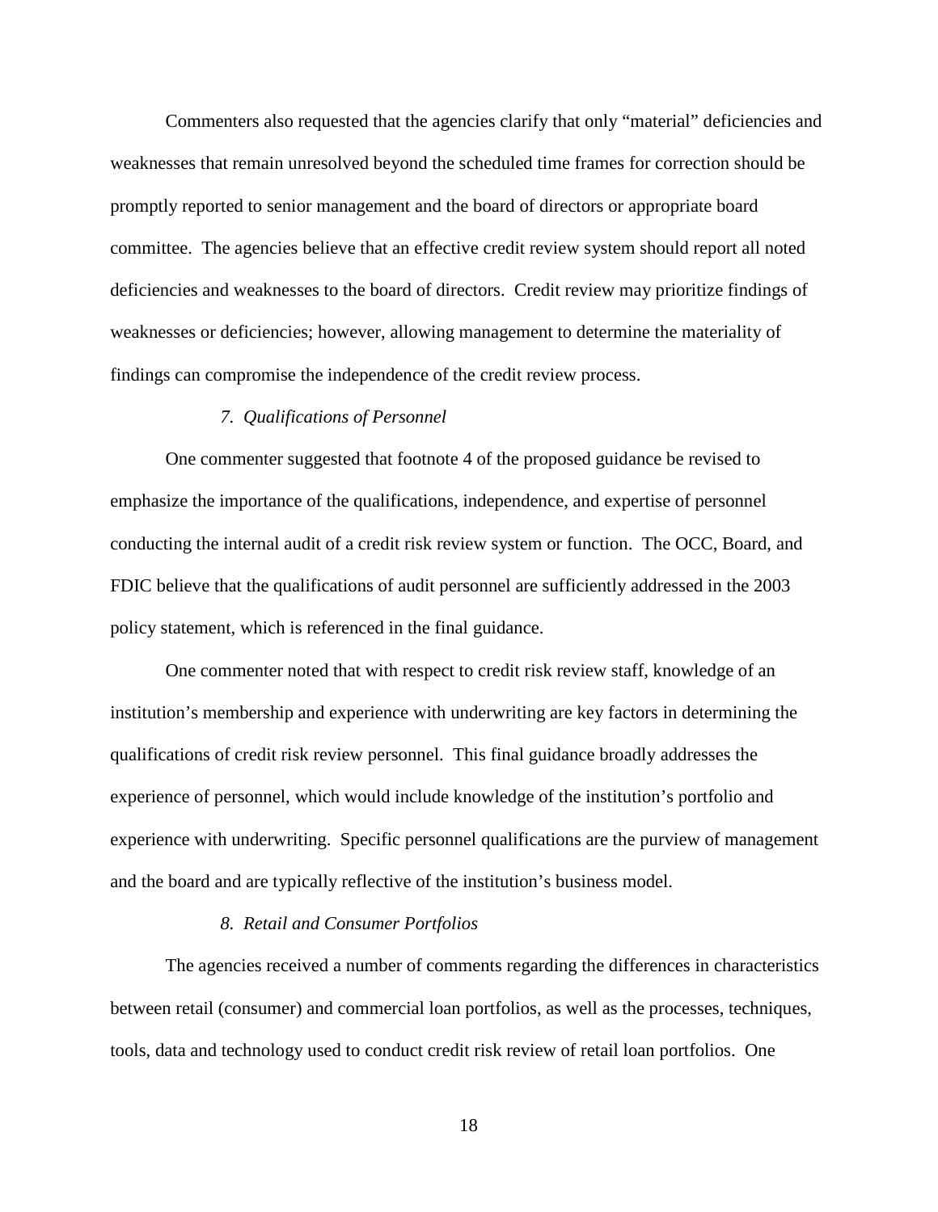Commenters also requested that the agencies clarify that only "material" deficiencies and weaknesses that remain unresolved beyond the scheduled time frames for correction should be promptly reported to senior management and the board of directors or appropriate board committee. The agencies believe that an effective credit review system should report all noted deficiencies and weaknesses to the board of directors. Credit review may prioritize findings of weaknesses or deficiencies; however, allowing management to determine the materiality of findings can compromise the independence of the credit review process.

### *7. Qualifications of Personnel*

One commenter suggested that footnote 4 of the proposed guidance be revised to emphasize the importance of the qualifications, independence, and expertise of personnel conducting the internal audit of a credit risk review system or function. The OCC, Board, and FDIC believe that the qualifications of audit personnel are sufficiently addressed in the 2003 policy statement, which is referenced in the final guidance.

One commenter noted that with respect to credit risk review staff, knowledge of an institution's membership and experience with underwriting are key factors in determining the qualifications of credit risk review personnel. This final guidance broadly addresses the experience of personnel, which would include knowledge of the institution's portfolio and experience with underwriting. Specific personnel qualifications are the purview of management and the board and are typically reflective of the institution's business model.

### *8. Retail and Consumer Portfolios*

The agencies received a number of comments regarding the differences in characteristics between retail (consumer) and commercial loan portfolios, as well as the processes, techniques, tools, data and technology used to conduct credit risk review of retail loan portfolios. One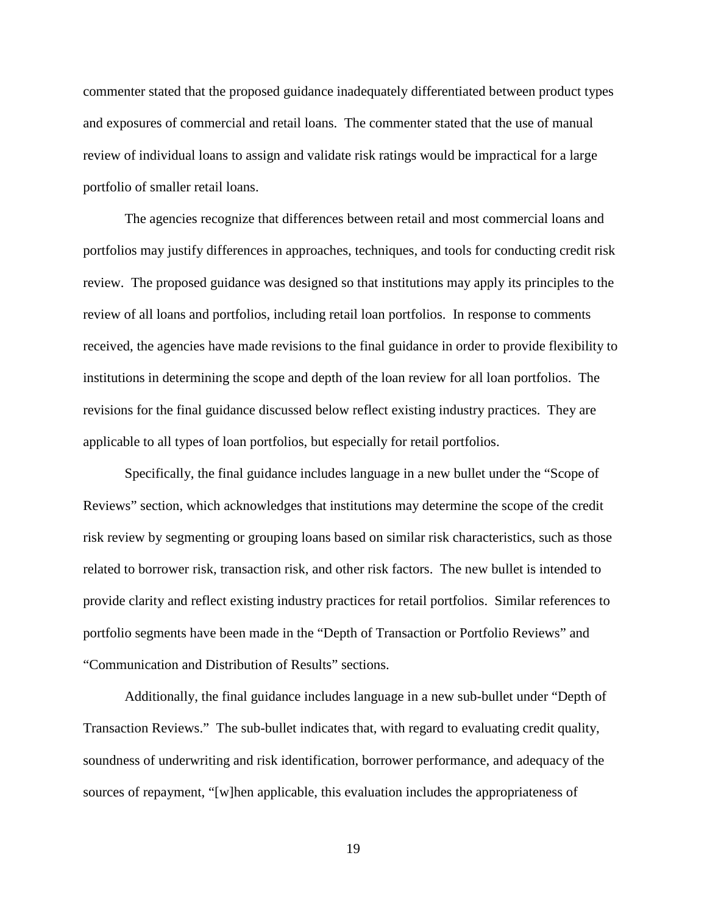commenter stated that the proposed guidance inadequately differentiated between product types and exposures of commercial and retail loans. The commenter stated that the use of manual review of individual loans to assign and validate risk ratings would be impractical for a large portfolio of smaller retail loans.

The agencies recognize that differences between retail and most commercial loans and portfolios may justify differences in approaches, techniques, and tools for conducting credit risk review. The proposed guidance was designed so that institutions may apply its principles to the review of all loans and portfolios, including retail loan portfolios. In response to comments received, the agencies have made revisions to the final guidance in order to provide flexibility to institutions in determining the scope and depth of the loan review for all loan portfolios. The revisions for the final guidance discussed below reflect existing industry practices. They are applicable to all types of loan portfolios, but especially for retail portfolios.

Specifically, the final guidance includes language in a new bullet under the "Scope of Reviews" section, which acknowledges that institutions may determine the scope of the credit risk review by segmenting or grouping loans based on similar risk characteristics, such as those related to borrower risk, transaction risk, and other risk factors. The new bullet is intended to provide clarity and reflect existing industry practices for retail portfolios. Similar references to portfolio segments have been made in the "Depth of Transaction or Portfolio Reviews" and "Communication and Distribution of Results" sections.

Additionally, the final guidance includes language in a new sub-bullet under "Depth of Transaction Reviews." The sub-bullet indicates that, with regard to evaluating credit quality, soundness of underwriting and risk identification, borrower performance, and adequacy of the sources of repayment, "[w]hen applicable, this evaluation includes the appropriateness of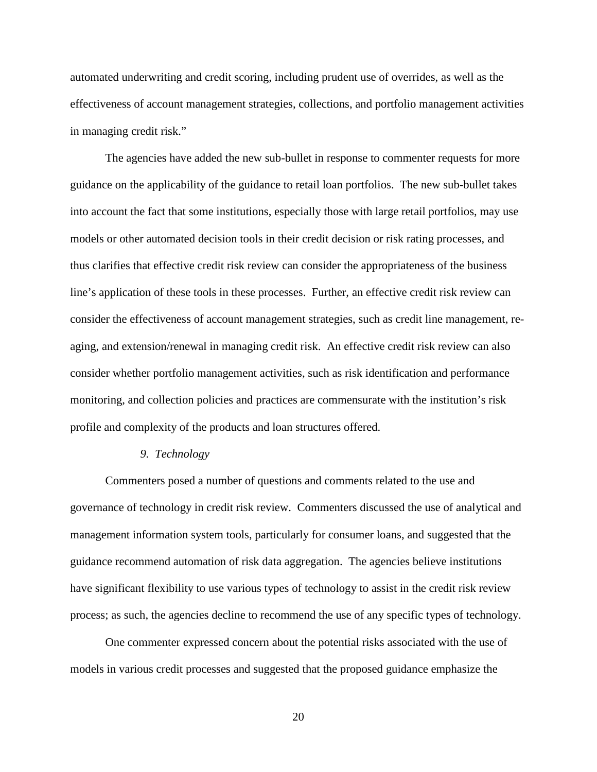automated underwriting and credit scoring, including prudent use of overrides, as well as the effectiveness of account management strategies, collections, and portfolio management activities in managing credit risk."

The agencies have added the new sub-bullet in response to commenter requests for more guidance on the applicability of the guidance to retail loan portfolios. The new sub-bullet takes into account the fact that some institutions, especially those with large retail portfolios, may use models or other automated decision tools in their credit decision or risk rating processes, and thus clarifies that effective credit risk review can consider the appropriateness of the business line's application of these tools in these processes. Further, an effective credit risk review can consider the effectiveness of account management strategies, such as credit line management, re-aging, and extension/renewal in managing credit risk. An effective credit risk review can also consider whether portfolio management activities, such as risk identification and performance monitoring, and collection policies and practices are commensurate with the institution's risk profile and complexity of the products and loan structures offered.

### *9. Technology*

Commenters posed a number of questions and comments related to the use and governance of technology in credit risk review. Commenters discussed the use of analytical and management information system tools, particularly for consumer loans, and suggested that the guidance recommend automation of risk data aggregation. The agencies believe institutions have significant flexibility to use various types of technology to assist in the credit risk review process; as such, the agencies decline to recommend the use of any specific types of technology.

One commenter expressed concern about the potential risks associated with the use of models in various credit processes and suggested that the proposed guidance emphasize the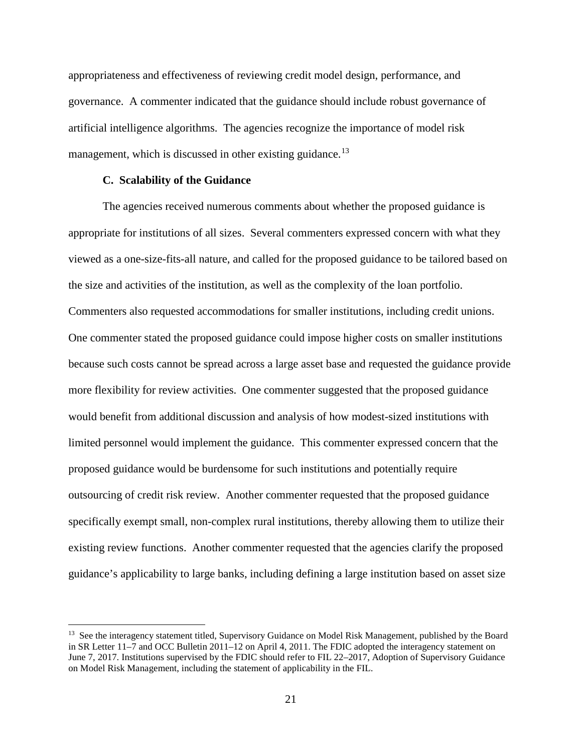appropriateness and effectiveness of reviewing credit model design, performance, and governance. A commenter indicated that the guidance should include robust governance of artificial intelligence algorithms. The agencies recognize the importance of model risk management, which is discussed in other existing guidance.[13]

**C. Scalability of the Guidance**

The agencies received numerous comments about whether the proposed guidance is appropriate for institutions of all sizes. Several commenters expressed concern with what they viewed as a one-size-fits-all nature, and called for the proposed guidance to be tailored based on the size and activities of the institution, as well as the complexity of the loan portfolio. Commenters also requested accommodations for smaller institutions, including credit unions. One commenter stated the proposed guidance could impose higher costs on smaller institutions because such costs cannot be spread across a large asset base and requested the guidance provide more flexibility for review activities. One commenter suggested that the proposed guidance would benefit from additional discussion and analysis of how modest-sized institutions with limited personnel would implement the guidance. This commenter expressed concern that the proposed guidance would be burdensome for such institutions and potentially require outsourcing of credit risk review. Another commenter requested that the proposed guidance specifically exempt small, non-complex rural institutions, thereby allowing them to utilize their existing review functions. Another commenter requested that the agencies clarify the proposed guidance's applicability to large banks, including defining a large institution based on asset size

---

[13] See the interagency statement titled, Supervisory Guidance on Model Risk Management, published by the Board in SR Letter 11–7 and OCC Bulletin 2011–12 on April 4, 2011. The FDIC adopted the interagency statement on June 7, 2017. Institutions supervised by the FDIC should refer to FIL 22–2017, Adoption of Supervisory Guidance on Model Risk Management, including the statement of applicability in the FIL.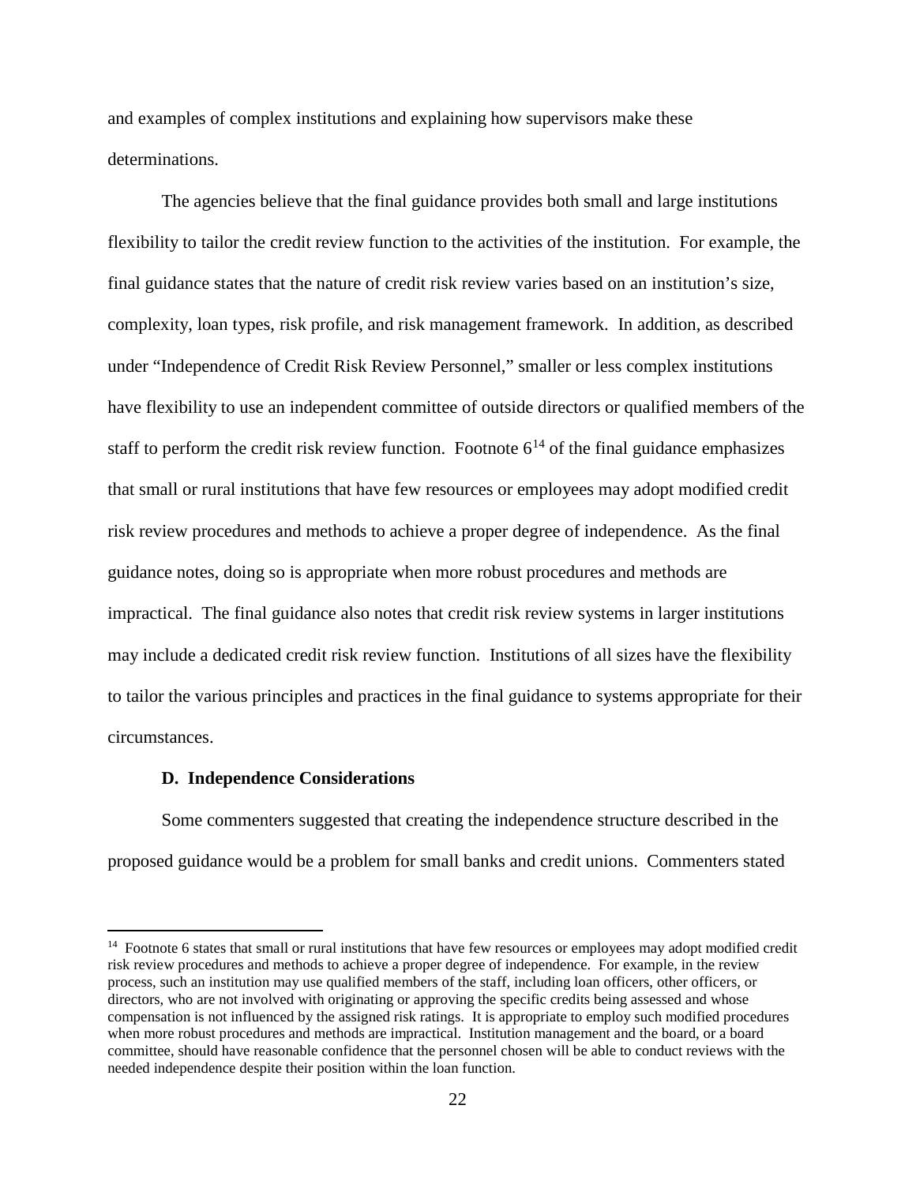and examples of complex institutions and explaining how supervisors make these determinations.

The agencies believe that the final guidance provides both small and large institutions flexibility to tailor the credit review function to the activities of the institution. For example, the final guidance states that the nature of credit risk review varies based on an institution's size, complexity, loan types, risk profile, and risk management framework. In addition, as described under "Independence of Credit Risk Review Personnel," smaller or less complex institutions have flexibility to use an independent committee of outside directors or qualified members of the staff to perform the credit risk review function. Footnote 6[14] of the final guidance emphasizes that small or rural institutions that have few resources or employees may adopt modified credit risk review procedures and methods to achieve a proper degree of independence. As the final guidance notes, doing so is appropriate when more robust procedures and methods are impractical. The final guidance also notes that credit risk review systems in larger institutions may include a dedicated credit risk review function. Institutions of all sizes have the flexibility to tailor the various principles and practices in the final guidance to systems appropriate for their circumstances.

### D. Independence Considerations

Some commenters suggested that creating the independence structure described in the proposed guidance would be a problem for small banks and credit unions. Commenters stated

[14] Footnote 6 states that small or rural institutions that have few resources or employees may adopt modified credit risk review procedures and methods to achieve a proper degree of independence. For example, in the review process, such an institution may use qualified members of the staff, including loan officers, other officers, or directors, who are not involved with originating or approving the specific credits being assessed and whose compensation is not influenced by the assigned risk ratings. It is appropriate to employ such modified procedures when more robust procedures and methods are impractical. Institution management and the board, or a board committee, should have reasonable confidence that the personnel chosen will be able to conduct reviews with the needed independence despite their position within the loan function.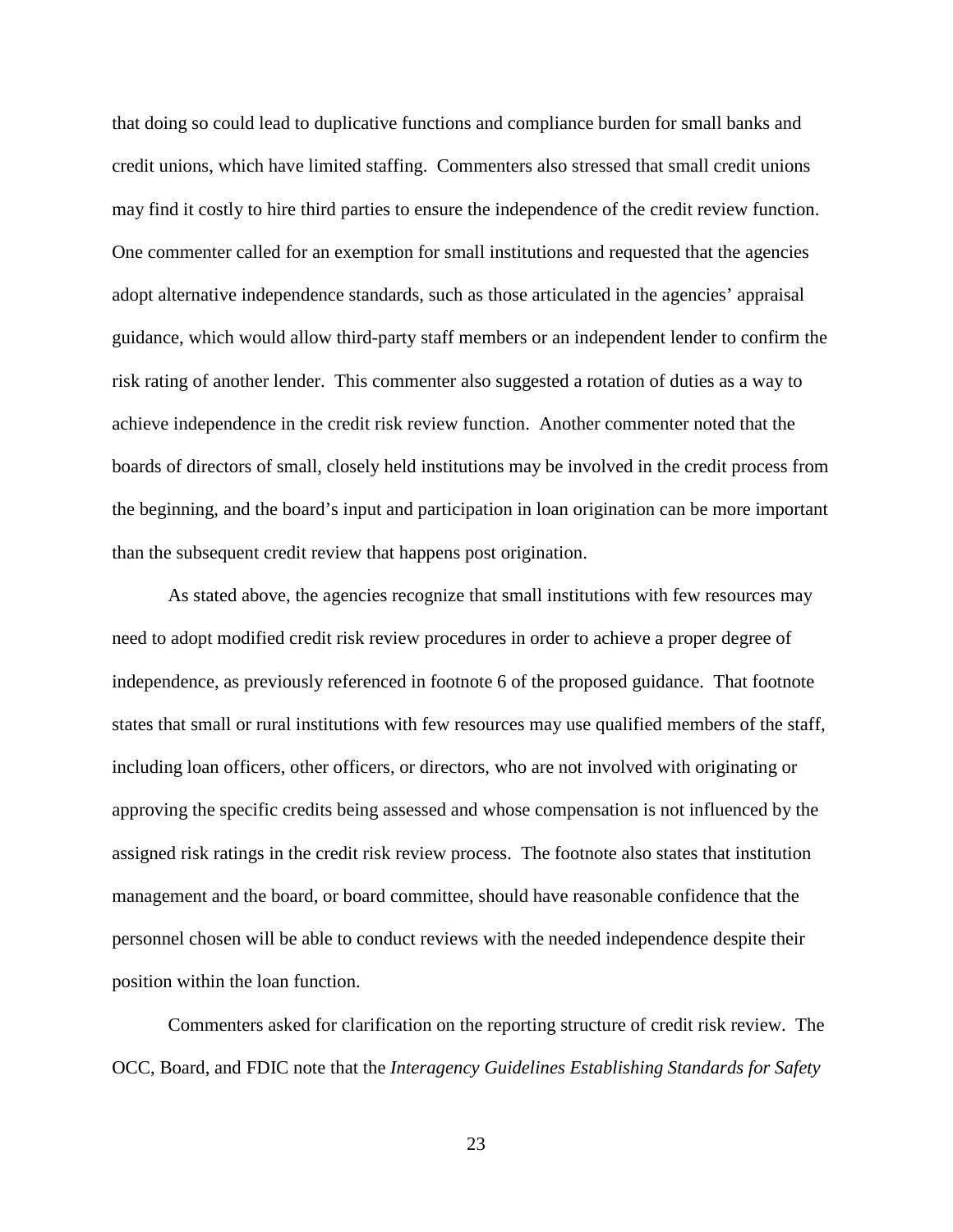that doing so could lead to duplicative functions and compliance burden for small banks and credit unions, which have limited staffing. Commenters also stressed that small credit unions may find it costly to hire third parties to ensure the independence of the credit review function. One commenter called for an exemption for small institutions and requested that the agencies adopt alternative independence standards, such as those articulated in the agencies' appraisal guidance, which would allow third-party staff members or an independent lender to confirm the risk rating of another lender. This commenter also suggested a rotation of duties as a way to achieve independence in the credit risk review function. Another commenter noted that the boards of directors of small, closely held institutions may be involved in the credit process from the beginning, and the board's input and participation in loan origination can be more important than the subsequent credit review that happens post origination.

As stated above, the agencies recognize that small institutions with few resources may need to adopt modified credit risk review procedures in order to achieve a proper degree of independence, as previously referenced in footnote 6 of the proposed guidance. That footnote states that small or rural institutions with few resources may use qualified members of the staff, including loan officers, other officers, or directors, who are not involved with originating or approving the specific credits being assessed and whose compensation is not influenced by the assigned risk ratings in the credit risk review process. The footnote also states that institution management and the board, or board committee, should have reasonable confidence that the personnel chosen will be able to conduct reviews with the needed independence despite their position within the loan function.

Commenters asked for clarification on the reporting structure of credit risk review. The OCC, Board, and FDIC note that the *Interagency Guidelines Establishing Standards for Safety*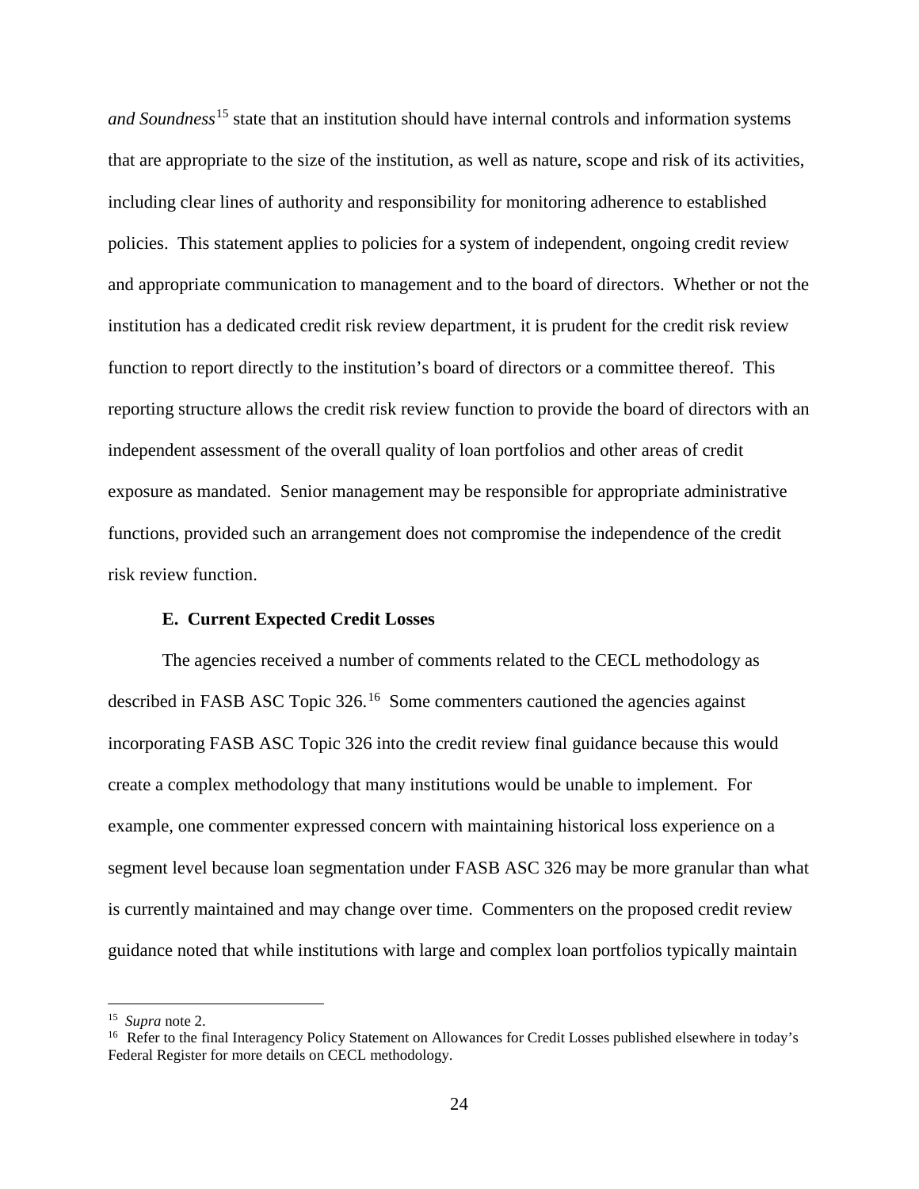*and Soundness*[15] state that an institution should have internal controls and information systems that are appropriate to the size of the institution, as well as nature, scope and risk of its activities, including clear lines of authority and responsibility for monitoring adherence to established policies. This statement applies to policies for a system of independent, ongoing credit review and appropriate communication to management and to the board of directors. Whether or not the institution has a dedicated credit risk review department, it is prudent for the credit risk review function to report directly to the institution's board of directors or a committee thereof. This reporting structure allows the credit risk review function to provide the board of directors with an independent assessment of the overall quality of loan portfolios and other areas of credit exposure as mandated. Senior management may be responsible for appropriate administrative functions, provided such an arrangement does not compromise the independence of the credit risk review function.

**E. Current Expected Credit Losses**

The agencies received a number of comments related to the CECL methodology as described in FASB ASC Topic 326.[16] Some commenters cautioned the agencies against incorporating FASB ASC Topic 326 into the credit review final guidance because this would create a complex methodology that many institutions would be unable to implement. For example, one commenter expressed concern with maintaining historical loss experience on a segment level because loan segmentation under FASB ASC 326 may be more granular than what is currently maintained and may change over time. Commenters on the proposed credit review guidance noted that while institutions with large and complex loan portfolios typically maintain

---

[15] *Supra* note 2.

[16] Refer to the final Interagency Policy Statement on Allowances for Credit Losses published elsewhere in today's Federal Register for more details on CECL methodology.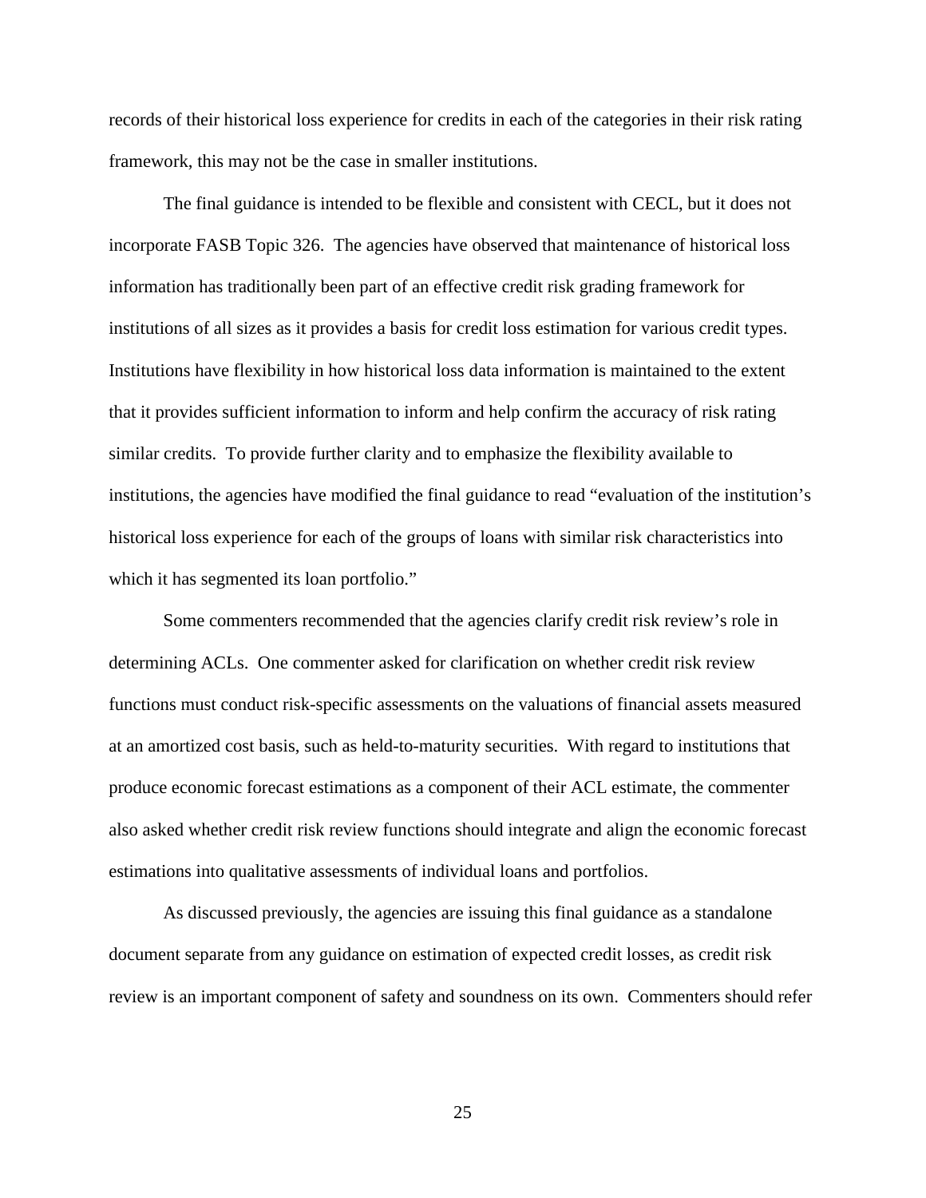records of their historical loss experience for credits in each of the categories in their risk rating framework, this may not be the case in smaller institutions.

The final guidance is intended to be flexible and consistent with CECL, but it does not incorporate FASB Topic 326. The agencies have observed that maintenance of historical loss information has traditionally been part of an effective credit risk grading framework for institutions of all sizes as it provides a basis for credit loss estimation for various credit types. Institutions have flexibility in how historical loss data information is maintained to the extent that it provides sufficient information to inform and help confirm the accuracy of risk rating similar credits. To provide further clarity and to emphasize the flexibility available to institutions, the agencies have modified the final guidance to read "evaluation of the institution's historical loss experience for each of the groups of loans with similar risk characteristics into which it has segmented its loan portfolio."

Some commenters recommended that the agencies clarify credit risk review's role in determining ACLs. One commenter asked for clarification on whether credit risk review functions must conduct risk-specific assessments on the valuations of financial assets measured at an amortized cost basis, such as held-to-maturity securities. With regard to institutions that produce economic forecast estimations as a component of their ACL estimate, the commenter also asked whether credit risk review functions should integrate and align the economic forecast estimations into qualitative assessments of individual loans and portfolios.

As discussed previously, the agencies are issuing this final guidance as a standalone document separate from any guidance on estimation of expected credit losses, as credit risk review is an important component of safety and soundness on its own. Commenters should refer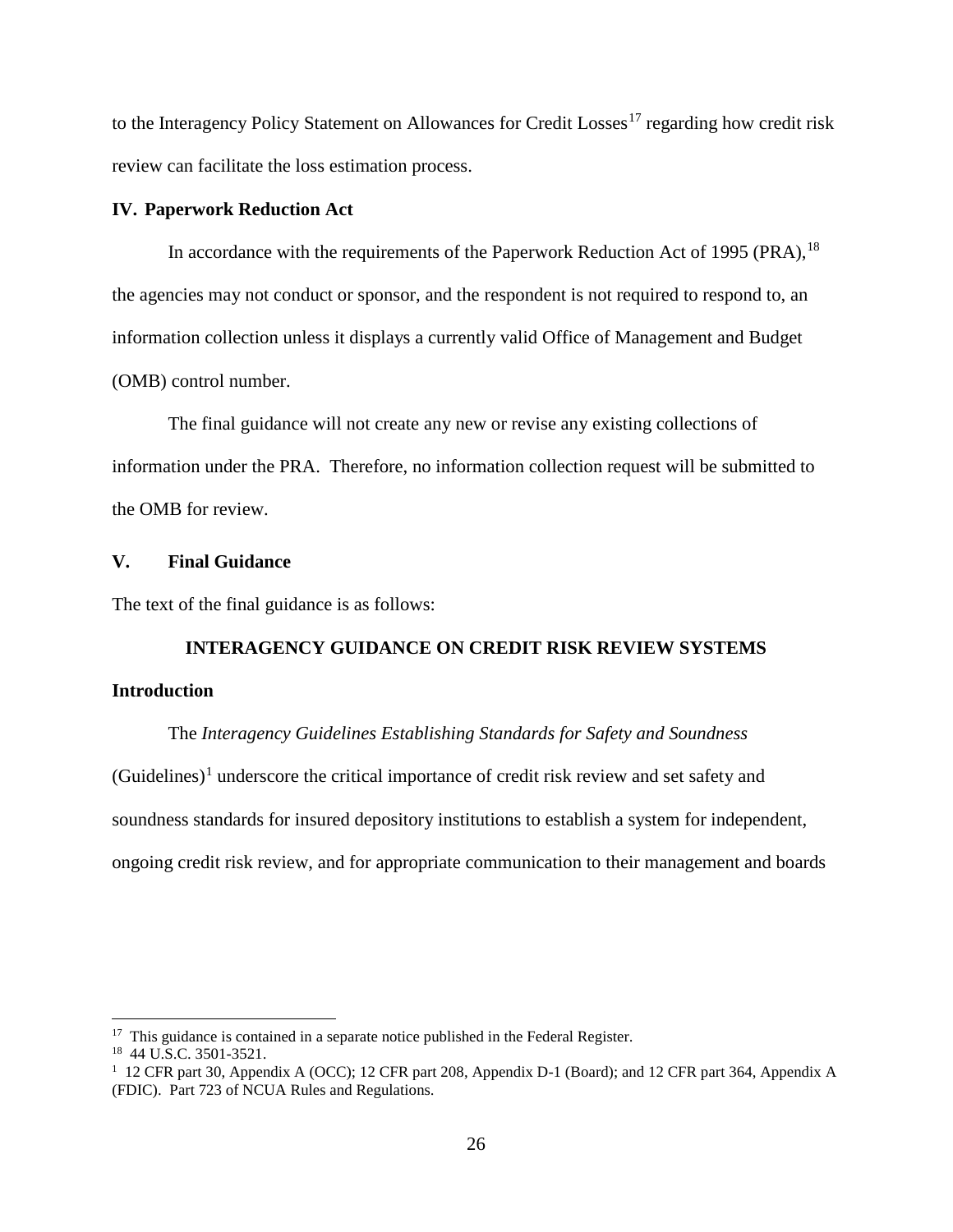to the Interagency Policy Statement on Allowances for Credit Losses[17] regarding how credit risk review can facilitate the loss estimation process.

## IV. Paperwork Reduction Act

In accordance with the requirements of the Paperwork Reduction Act of 1995 (PRA),[18] the agencies may not conduct or sponsor, and the respondent is not required to respond to, an information collection unless it displays a currently valid Office of Management and Budget (OMB) control number.

The final guidance will not create any new or revise any existing collections of information under the PRA. Therefore, no information collection request will be submitted to the OMB for review.

## V. Final Guidance

The text of the final guidance is as follows:

### INTERAGENCY GUIDANCE ON CREDIT RISK REVIEW SYSTEMS

### Introduction

The *Interagency Guidelines Establishing Standards for Safety and Soundness* (Guidelines)[1] underscore the critical importance of credit risk review and set safety and soundness standards for insured depository institutions to establish a system for independent, ongoing credit risk review, and for appropriate communication to their management and boards

---

[17] This guidance is contained in a separate notice published in the Federal Register.

[18] 44 U.S.C. 3501-3521.

[1] 12 CFR part 30, Appendix A (OCC); 12 CFR part 208, Appendix D-1 (Board); and 12 CFR part 364, Appendix A (FDIC). Part 723 of NCUA Rules and Regulations.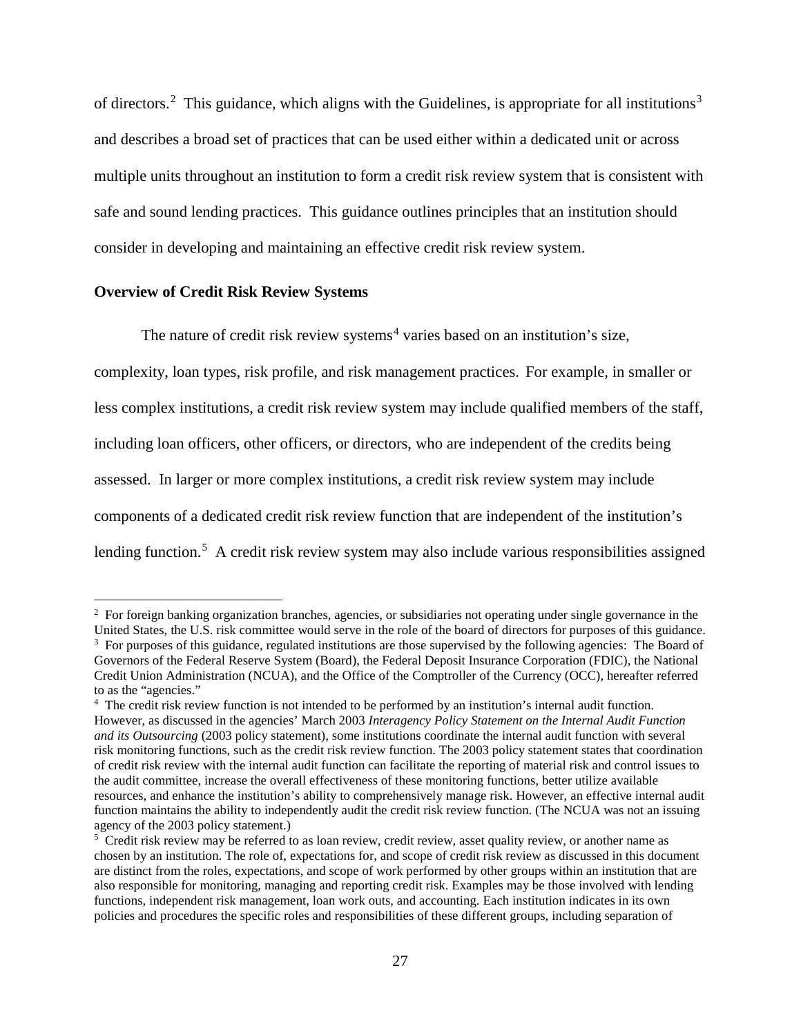of directors.[2] This guidance, which aligns with the Guidelines, is appropriate for all institutions[3] and describes a broad set of practices that can be used either within a dedicated unit or across multiple units throughout an institution to form a credit risk review system that is consistent with safe and sound lending practices. This guidance outlines principles that an institution should consider in developing and maintaining an effective credit risk review system.

**Overview of Credit Risk Review Systems**

The nature of credit risk review systems[4] varies based on an institution's size, complexity, loan types, risk profile, and risk management practices. For example, in smaller or less complex institutions, a credit risk review system may include qualified members of the staff, including loan officers, other officers, or directors, who are independent of the credits being assessed. In larger or more complex institutions, a credit risk review system may include components of a dedicated credit risk review function that are independent of the institution's lending function.[5] A credit risk review system may also include various responsibilities assigned

---

[2] For foreign banking organization branches, agencies, or subsidiaries not operating under single governance in the United States, the U.S. risk committee would serve in the role of the board of directors for purposes of this guidance.

[3] For purposes of this guidance, regulated institutions are those supervised by the following agencies: The Board of Governors of the Federal Reserve System (Board), the Federal Deposit Insurance Corporation (FDIC), the National Credit Union Administration (NCUA), and the Office of the Comptroller of the Currency (OCC), hereafter referred to as the "agencies."

[4] The credit risk review function is not intended to be performed by an institution's internal audit function. However, as discussed in the agencies' March 2003 *Interagency Policy Statement on the Internal Audit Function and its Outsourcing* (2003 policy statement), some institutions coordinate the internal audit function with several risk monitoring functions, such as the credit risk review function. The 2003 policy statement states that coordination of credit risk review with the internal audit function can facilitate the reporting of material risk and control issues to the audit committee, increase the overall effectiveness of these monitoring functions, better utilize available resources, and enhance the institution's ability to comprehensively manage risk. However, an effective internal audit function maintains the ability to independently audit the credit risk review function. (The NCUA was not an issuing agency of the 2003 policy statement.)

[5] Credit risk review may be referred to as loan review, credit review, asset quality review, or another name as chosen by an institution. The role of, expectations for, and scope of credit risk review as discussed in this document are distinct from the roles, expectations, and scope of work performed by other groups within an institution that are also responsible for monitoring, managing and reporting credit risk. Examples may be those involved with lending functions, independent risk management, loan work outs, and accounting. Each institution indicates in its own policies and procedures the specific roles and responsibilities of these different groups, including separation of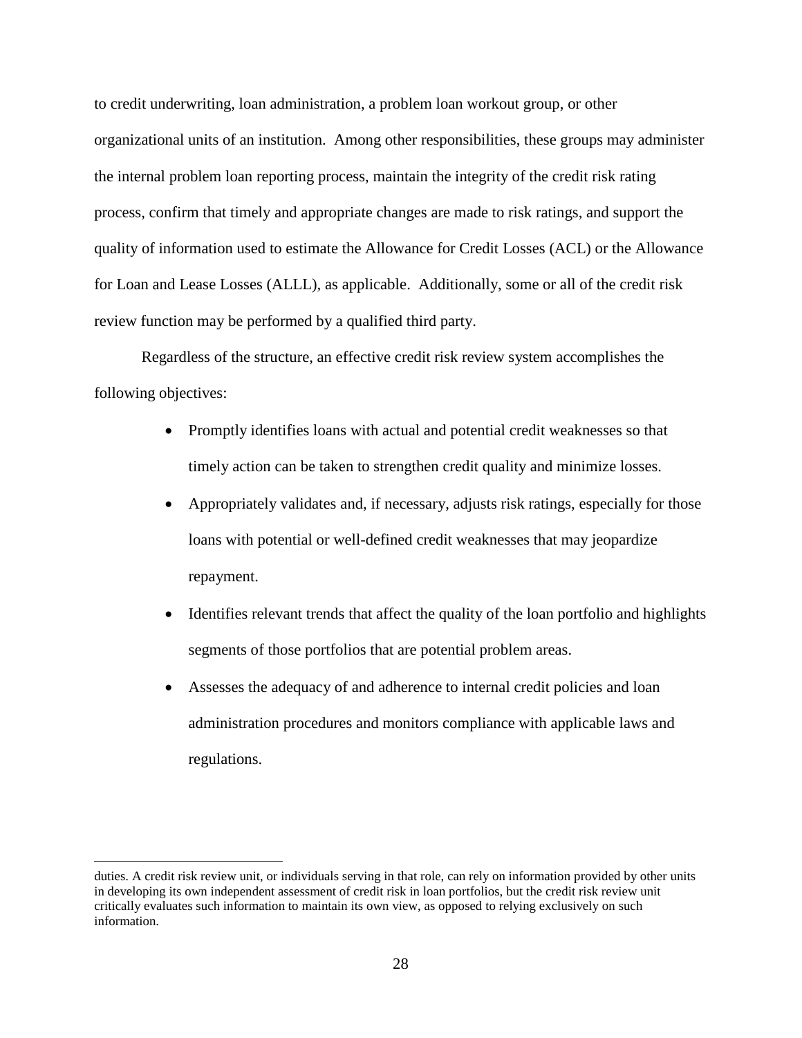to credit underwriting, loan administration, a problem loan workout group, or other organizational units of an institution. Among other responsibilities, these groups may administer the internal problem loan reporting process, maintain the integrity of the credit risk rating process, confirm that timely and appropriate changes are made to risk ratings, and support the quality of information used to estimate the Allowance for Credit Losses (ACL) or the Allowance for Loan and Lease Losses (ALLL), as applicable. Additionally, some or all of the credit risk review function may be performed by a qualified third party.

Regardless of the structure, an effective credit risk review system accomplishes the following objectives:

- Promptly identifies loans with actual and potential credit weaknesses so that timely action can be taken to strengthen credit quality and minimize losses.
- Appropriately validates and, if necessary, adjusts risk ratings, especially for those loans with potential or well-defined credit weaknesses that may jeopardize repayment.
- Identifies relevant trends that affect the quality of the loan portfolio and highlights segments of those portfolios that are potential problem areas.
- Assesses the adequacy of and adherence to internal credit policies and loan administration procedures and monitors compliance with applicable laws and regulations.

---

duties. A credit risk review unit, or individuals serving in that role, can rely on information provided by other units in developing its own independent assessment of credit risk in loan portfolios, but the credit risk review unit critically evaluates such information to maintain its own view, as opposed to relying exclusively on such information.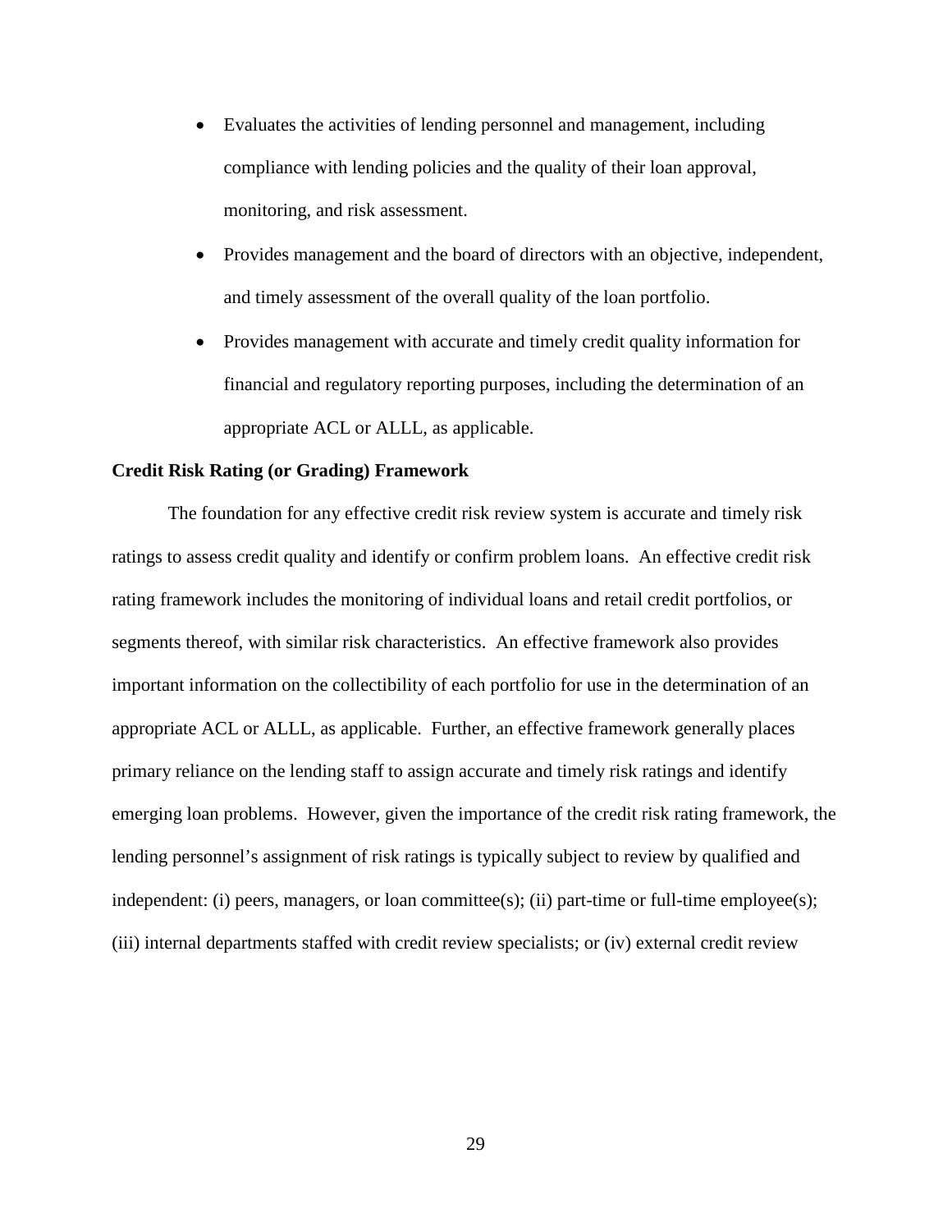- Evaluates the activities of lending personnel and management, including compliance with lending policies and the quality of their loan approval, monitoring, and risk assessment.
- Provides management and the board of directors with an objective, independent, and timely assessment of the overall quality of the loan portfolio.
- Provides management with accurate and timely credit quality information for financial and regulatory reporting purposes, including the determination of an appropriate ACL or ALLL, as applicable.

**Credit Risk Rating (or Grading) Framework**

The foundation for any effective credit risk review system is accurate and timely risk ratings to assess credit quality and identify or confirm problem loans. An effective credit risk rating framework includes the monitoring of individual loans and retail credit portfolios, or segments thereof, with similar risk characteristics. An effective framework also provides important information on the collectibility of each portfolio for use in the determination of an appropriate ACL or ALLL, as applicable. Further, an effective framework generally places primary reliance on the lending staff to assign accurate and timely risk ratings and identify emerging loan problems. However, given the importance of the credit risk rating framework, the lending personnel's assignment of risk ratings is typically subject to review by qualified and independent: (i) peers, managers, or loan committee(s); (ii) part-time or full-time employee(s); (iii) internal departments staffed with credit review specialists; or (iv) external credit review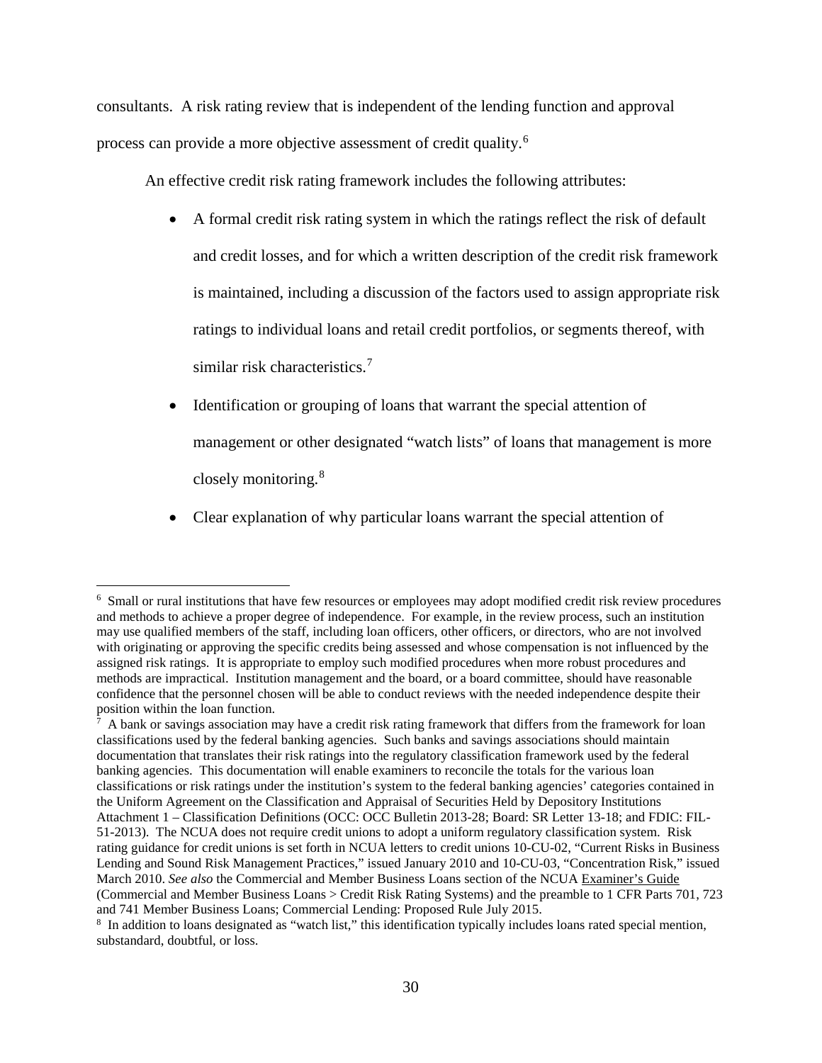consultants. A risk rating review that is independent of the lending function and approval process can provide a more objective assessment of credit quality.[6]

An effective credit risk rating framework includes the following attributes:

- A formal credit risk rating system in which the ratings reflect the risk of default and credit losses, and for which a written description of the credit risk framework is maintained, including a discussion of the factors used to assign appropriate risk ratings to individual loans and retail credit portfolios, or segments thereof, with similar risk characteristics.[7]
- Identification or grouping of loans that warrant the special attention of management or other designated "watch lists" of loans that management is more closely monitoring.[8]
- Clear explanation of why particular loans warrant the special attention of

---

[6] Small or rural institutions that have few resources or employees may adopt modified credit risk review procedures and methods to achieve a proper degree of independence. For example, in the review process, such an institution may use qualified members of the staff, including loan officers, other officers, or directors, who are not involved with originating or approving the specific credits being assessed and whose compensation is not influenced by the assigned risk ratings. It is appropriate to employ such modified procedures when more robust procedures and methods are impractical. Institution management and the board, or a board committee, should have reasonable confidence that the personnel chosen will be able to conduct reviews with the needed independence despite their position within the loan function.

[7] A bank or savings association may have a credit risk rating framework that differs from the framework for loan classifications used by the federal banking agencies. Such banks and savings associations should maintain documentation that translates their risk ratings into the regulatory classification framework used by the federal banking agencies. This documentation will enable examiners to reconcile the totals for the various loan classifications or risk ratings under the institution's system to the federal banking agencies' categories contained in the Uniform Agreement on the Classification and Appraisal of Securities Held by Depository Institutions Attachment 1 – Classification Definitions (OCC: OCC Bulletin 2013-28; Board: SR Letter 13-18; and FDIC: FIL-51-2013). The NCUA does not require credit unions to adopt a uniform regulatory classification system. Risk rating guidance for credit unions is set forth in NCUA letters to credit unions 10-CU-02, "Current Risks in Business Lending and Sound Risk Management Practices," issued January 2010 and 10-CU-03, "Concentration Risk," issued March 2010. *See also* the Commercial and Member Business Loans section of the NCUA Examiner's Guide (Commercial and Member Business Loans > Credit Risk Rating Systems) and the preamble to 1 CFR Parts 701, 723 and 741 Member Business Loans; Commercial Lending: Proposed Rule July 2015.

[8] In addition to loans designated as "watch list," this identification typically includes loans rated special mention, substandard, doubtful, or loss.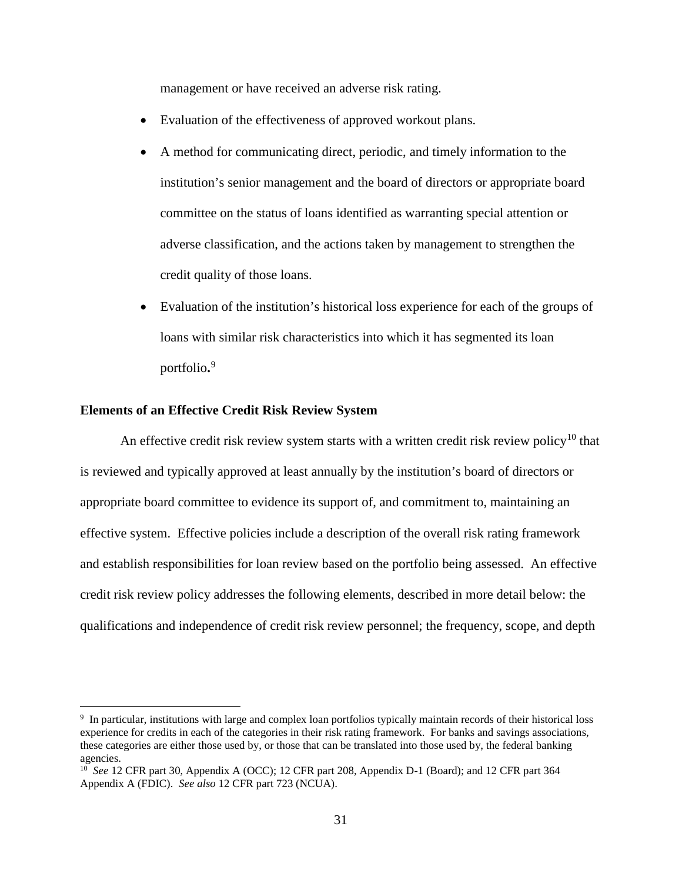management or have received an adverse risk rating.

- Evaluation of the effectiveness of approved workout plans.
- A method for communicating direct, periodic, and timely information to the institution's senior management and the board of directors or appropriate board committee on the status of loans identified as warranting special attention or adverse classification, and the actions taken by management to strengthen the credit quality of those loans.
- Evaluation of the institution's historical loss experience for each of the groups of loans with similar risk characteristics into which it has segmented its loan portfolio.[9]

**Elements of an Effective Credit Risk Review System**

An effective credit risk review system starts with a written credit risk review policy[10] that is reviewed and typically approved at least annually by the institution's board of directors or appropriate board committee to evidence its support of, and commitment to, maintaining an effective system. Effective policies include a description of the overall risk rating framework and establish responsibilities for loan review based on the portfolio being assessed. An effective credit risk review policy addresses the following elements, described in more detail below: the qualifications and independence of credit risk review personnel; the frequency, scope, and depth

---

[9] In particular, institutions with large and complex loan portfolios typically maintain records of their historical loss experience for credits in each of the categories in their risk rating framework. For banks and savings associations, these categories are either those used by, or those that can be translated into those used by, the federal banking agencies.

[10] *See* 12 CFR part 30, Appendix A (OCC); 12 CFR part 208, Appendix D-1 (Board); and 12 CFR part 364 Appendix A (FDIC). *See also* 12 CFR part 723 (NCUA).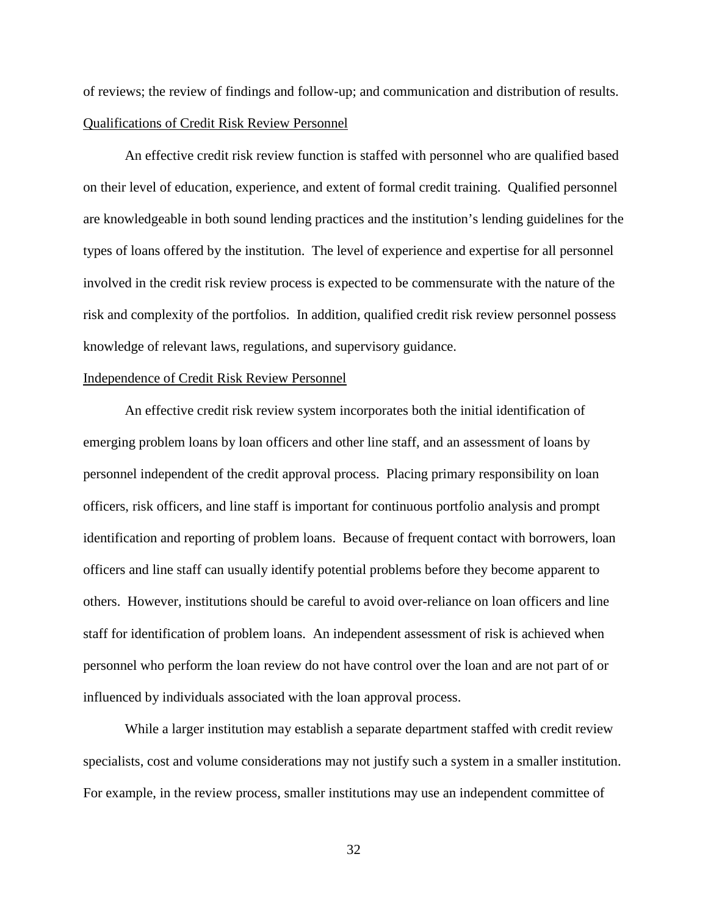of reviews; the review of findings and follow-up; and communication and distribution of results.

### Qualifications of Credit Risk Review Personnel

An effective credit risk review function is staffed with personnel who are qualified based on their level of education, experience, and extent of formal credit training. Qualified personnel are knowledgeable in both sound lending practices and the institution's lending guidelines for the types of loans offered by the institution. The level of experience and expertise for all personnel involved in the credit risk review process is expected to be commensurate with the nature of the risk and complexity of the portfolios. In addition, qualified credit risk review personnel possess knowledge of relevant laws, regulations, and supervisory guidance.

### Independence of Credit Risk Review Personnel

An effective credit risk review system incorporates both the initial identification of emerging problem loans by loan officers and other line staff, and an assessment of loans by personnel independent of the credit approval process. Placing primary responsibility on loan officers, risk officers, and line staff is important for continuous portfolio analysis and prompt identification and reporting of problem loans. Because of frequent contact with borrowers, loan officers and line staff can usually identify potential problems before they become apparent to others. However, institutions should be careful to avoid over-reliance on loan officers and line staff for identification of problem loans. An independent assessment of risk is achieved when personnel who perform the loan review do not have control over the loan and are not part of or influenced by individuals associated with the loan approval process.

While a larger institution may establish a separate department staffed with credit review specialists, cost and volume considerations may not justify such a system in a smaller institution. For example, in the review process, smaller institutions may use an independent committee of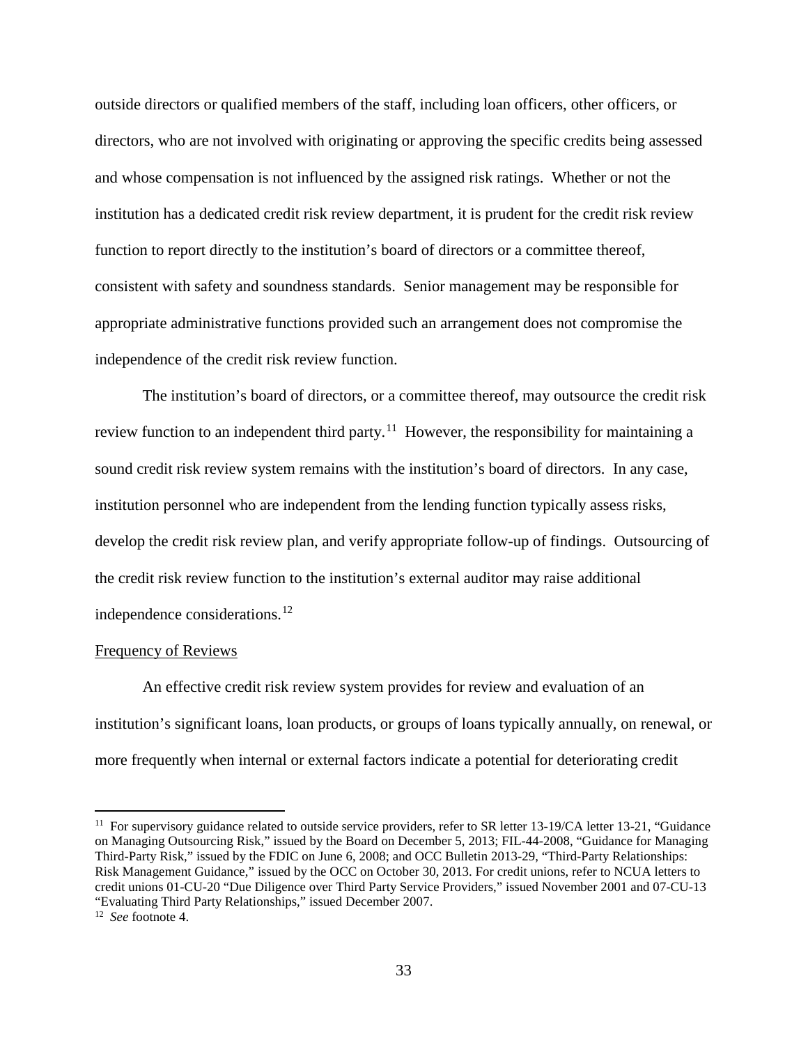outside directors or qualified members of the staff, including loan officers, other officers, or directors, who are not involved with originating or approving the specific credits being assessed and whose compensation is not influenced by the assigned risk ratings. Whether or not the institution has a dedicated credit risk review department, it is prudent for the credit risk review function to report directly to the institution's board of directors or a committee thereof, consistent with safety and soundness standards. Senior management may be responsible for appropriate administrative functions provided such an arrangement does not compromise the independence of the credit risk review function.

The institution's board of directors, or a committee thereof, may outsource the credit risk review function to an independent third party.[11] However, the responsibility for maintaining a sound credit risk review system remains with the institution's board of directors. In any case, institution personnel who are independent from the lending function typically assess risks, develop the credit risk review plan, and verify appropriate follow-up of findings. Outsourcing of the credit risk review function to the institution's external auditor may raise additional independence considerations.[12]

Frequency of Reviews

An effective credit risk review system provides for review and evaluation of an institution's significant loans, loan products, or groups of loans typically annually, on renewal, or more frequently when internal or external factors indicate a potential for deteriorating credit

---

[11] For supervisory guidance related to outside service providers, refer to SR letter 13-19/CA letter 13-21, "Guidance on Managing Outsourcing Risk," issued by the Board on December 5, 2013; FIL-44-2008, "Guidance for Managing Third-Party Risk," issued by the FDIC on June 6, 2008; and OCC Bulletin 2013-29, "Third-Party Relationships: Risk Management Guidance," issued by the OCC on October 30, 2013. For credit unions, refer to NCUA letters to credit unions 01-CU-20 "Due Diligence over Third Party Service Providers," issued November 2001 and 07-CU-13 "Evaluating Third Party Relationships," issued December 2007.

[12] *See* footnote 4.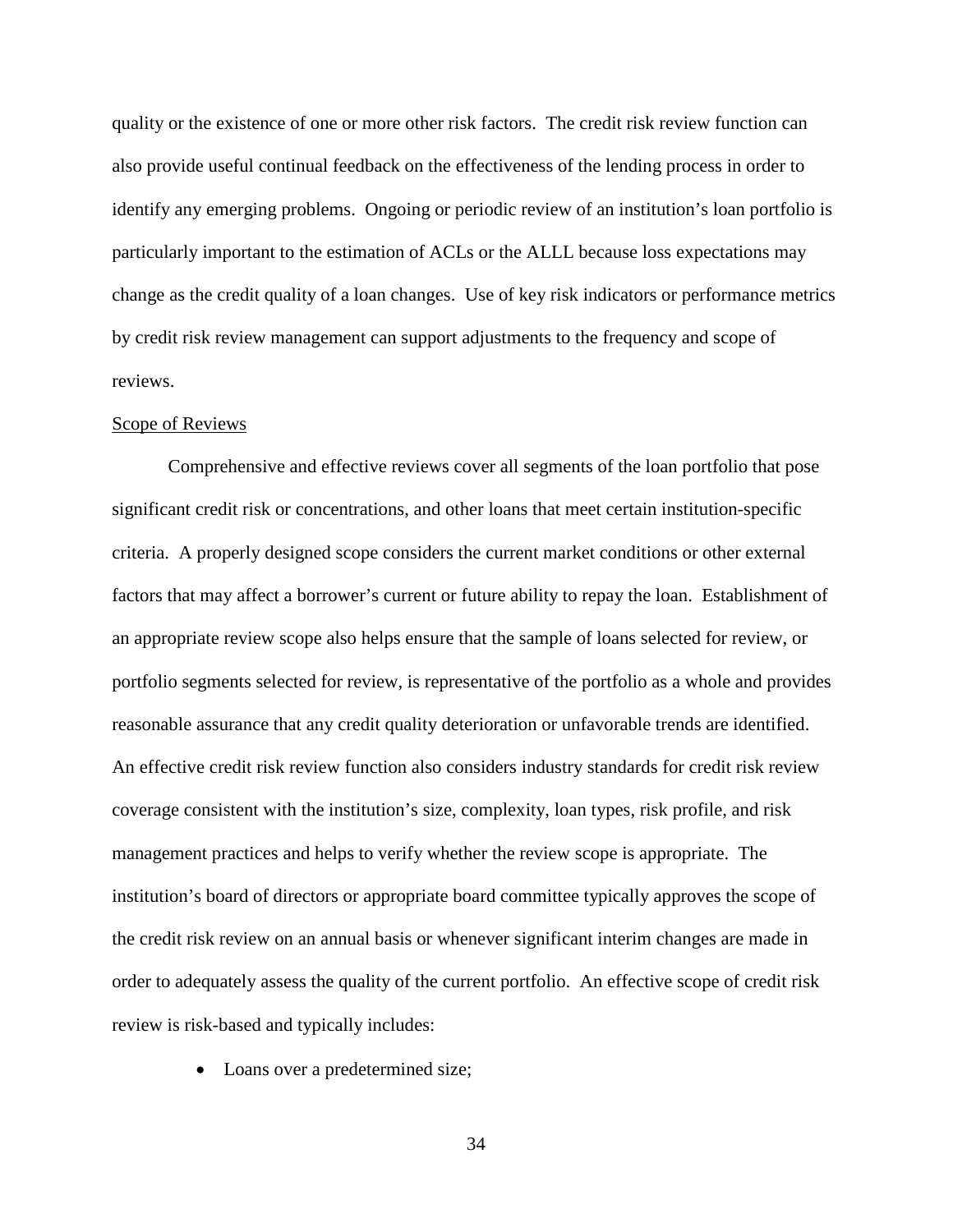quality or the existence of one or more other risk factors. The credit risk review function can also provide useful continual feedback on the effectiveness of the lending process in order to identify any emerging problems. Ongoing or periodic review of an institution's loan portfolio is particularly important to the estimation of ACLs or the ALLL because loss expectations may change as the credit quality of a loan changes. Use of key risk indicators or performance metrics by credit risk review management can support adjustments to the frequency and scope of reviews.

<u>Scope of Reviews</u>

Comprehensive and effective reviews cover all segments of the loan portfolio that pose significant credit risk or concentrations, and other loans that meet certain institution-specific criteria. A properly designed scope considers the current market conditions or other external factors that may affect a borrower's current or future ability to repay the loan. Establishment of an appropriate review scope also helps ensure that the sample of loans selected for review, or portfolio segments selected for review, is representative of the portfolio as a whole and provides reasonable assurance that any credit quality deterioration or unfavorable trends are identified. An effective credit risk review function also considers industry standards for credit risk review coverage consistent with the institution's size, complexity, loan types, risk profile, and risk management practices and helps to verify whether the review scope is appropriate. The institution's board of directors or appropriate board committee typically approves the scope of the credit risk review on an annual basis or whenever significant interim changes are made in order to adequately assess the quality of the current portfolio. An effective scope of credit risk review is risk-based and typically includes:

- Loans over a predetermined size;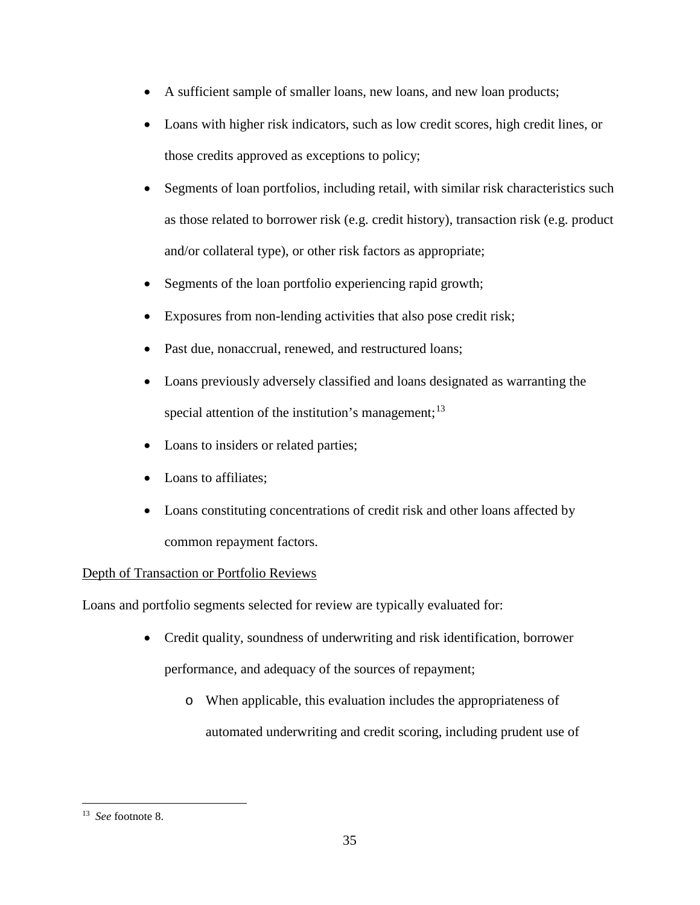- A sufficient sample of smaller loans, new loans, and new loan products;
- Loans with higher risk indicators, such as low credit scores, high credit lines, or those credits approved as exceptions to policy;
- Segments of loan portfolios, including retail, with similar risk characteristics such as those related to borrower risk (e.g. credit history), transaction risk (e.g. product and/or collateral type), or other risk factors as appropriate;
- Segments of the loan portfolio experiencing rapid growth;
- Exposures from non-lending activities that also pose credit risk;
- Past due, nonaccrual, renewed, and restructured loans;
- Loans previously adversely classified and loans designated as warranting the special attention of the institution's management;[13]
- Loans to insiders or related parties;
- Loans to affiliates;
- Loans constituting concentrations of credit risk and other loans affected by common repayment factors.

<u>Depth of Transaction or Portfolio Reviews</u>

Loans and portfolio segments selected for review are typically evaluated for:

- Credit quality, soundness of underwriting and risk identification, borrower performance, and adequacy of the sources of repayment;
  - When applicable, this evaluation includes the appropriateness of automated underwriting and credit scoring, including prudent use of

---

[13] *See* footnote 8.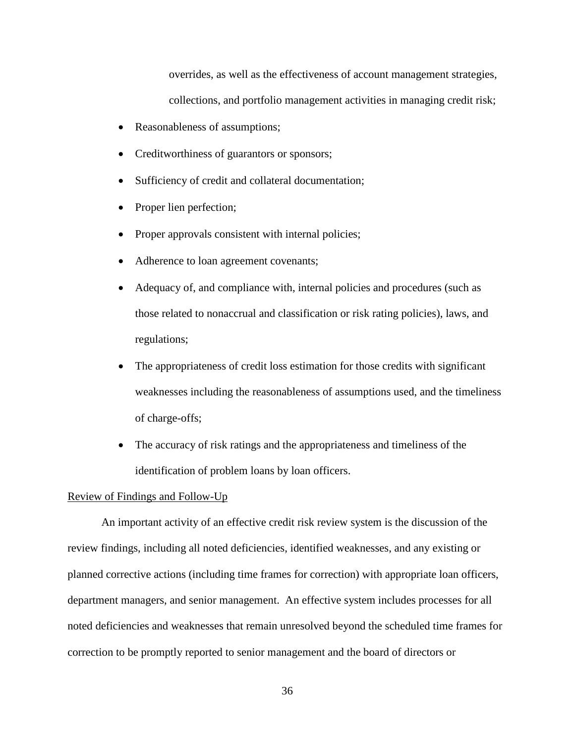overrides, as well as the effectiveness of account management strategies, collections, and portfolio management activities in managing credit risk;

- Reasonableness of assumptions;
- Creditworthiness of guarantors or sponsors;
- Sufficiency of credit and collateral documentation;
- Proper lien perfection;
- Proper approvals consistent with internal policies;
- Adherence to loan agreement covenants;
- Adequacy of, and compliance with, internal policies and procedures (such as those related to nonaccrual and classification or risk rating policies), laws, and regulations;
- The appropriateness of credit loss estimation for those credits with significant weaknesses including the reasonableness of assumptions used, and the timeliness of charge-offs;
- The accuracy of risk ratings and the appropriateness and timeliness of the identification of problem loans by loan officers.

Review of Findings and Follow-Up

An important activity of an effective credit risk review system is the discussion of the review findings, including all noted deficiencies, identified weaknesses, and any existing or planned corrective actions (including time frames for correction) with appropriate loan officers, department managers, and senior management. An effective system includes processes for all noted deficiencies and weaknesses that remain unresolved beyond the scheduled time frames for correction to be promptly reported to senior management and the board of directors or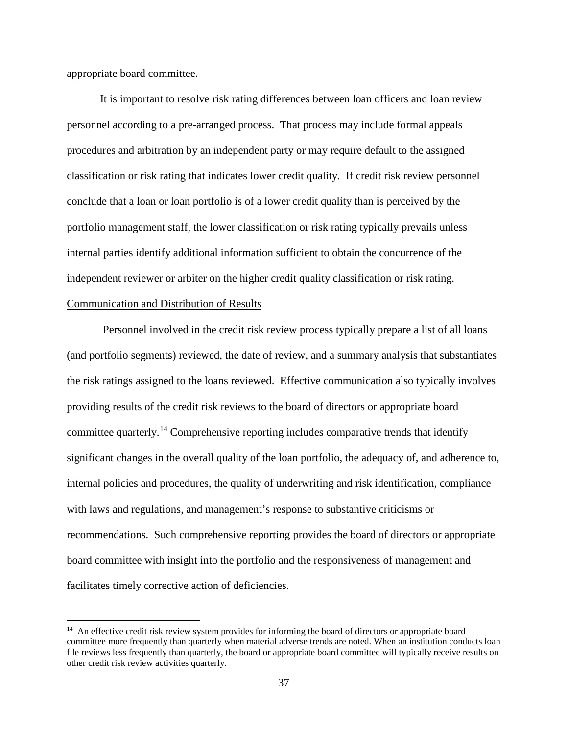appropriate board committee.

It is important to resolve risk rating differences between loan officers and loan review personnel according to a pre-arranged process. That process may include formal appeals procedures and arbitration by an independent party or may require default to the assigned classification or risk rating that indicates lower credit quality. If credit risk review personnel conclude that a loan or loan portfolio is of a lower credit quality than is perceived by the portfolio management staff, the lower classification or risk rating typically prevails unless internal parties identify additional information sufficient to obtain the concurrence of the independent reviewer or arbiter on the higher credit quality classification or risk rating.

<u>Communication and Distribution of Results</u>

Personnel involved in the credit risk review process typically prepare a list of all loans (and portfolio segments) reviewed, the date of review, and a summary analysis that substantiates the risk ratings assigned to the loans reviewed. Effective communication also typically involves providing results of the credit risk reviews to the board of directors or appropriate board committee quarterly.[14] Comprehensive reporting includes comparative trends that identify significant changes in the overall quality of the loan portfolio, the adequacy of, and adherence to, internal policies and procedures, the quality of underwriting and risk identification, compliance with laws and regulations, and management's response to substantive criticisms or recommendations. Such comprehensive reporting provides the board of directors or appropriate board committee with insight into the portfolio and the responsiveness of management and facilitates timely corrective action of deficiencies.

---

[14] An effective credit risk review system provides for informing the board of directors or appropriate board committee more frequently than quarterly when material adverse trends are noted. When an institution conducts loan file reviews less frequently than quarterly, the board or appropriate board committee will typically receive results on other credit risk review activities quarterly.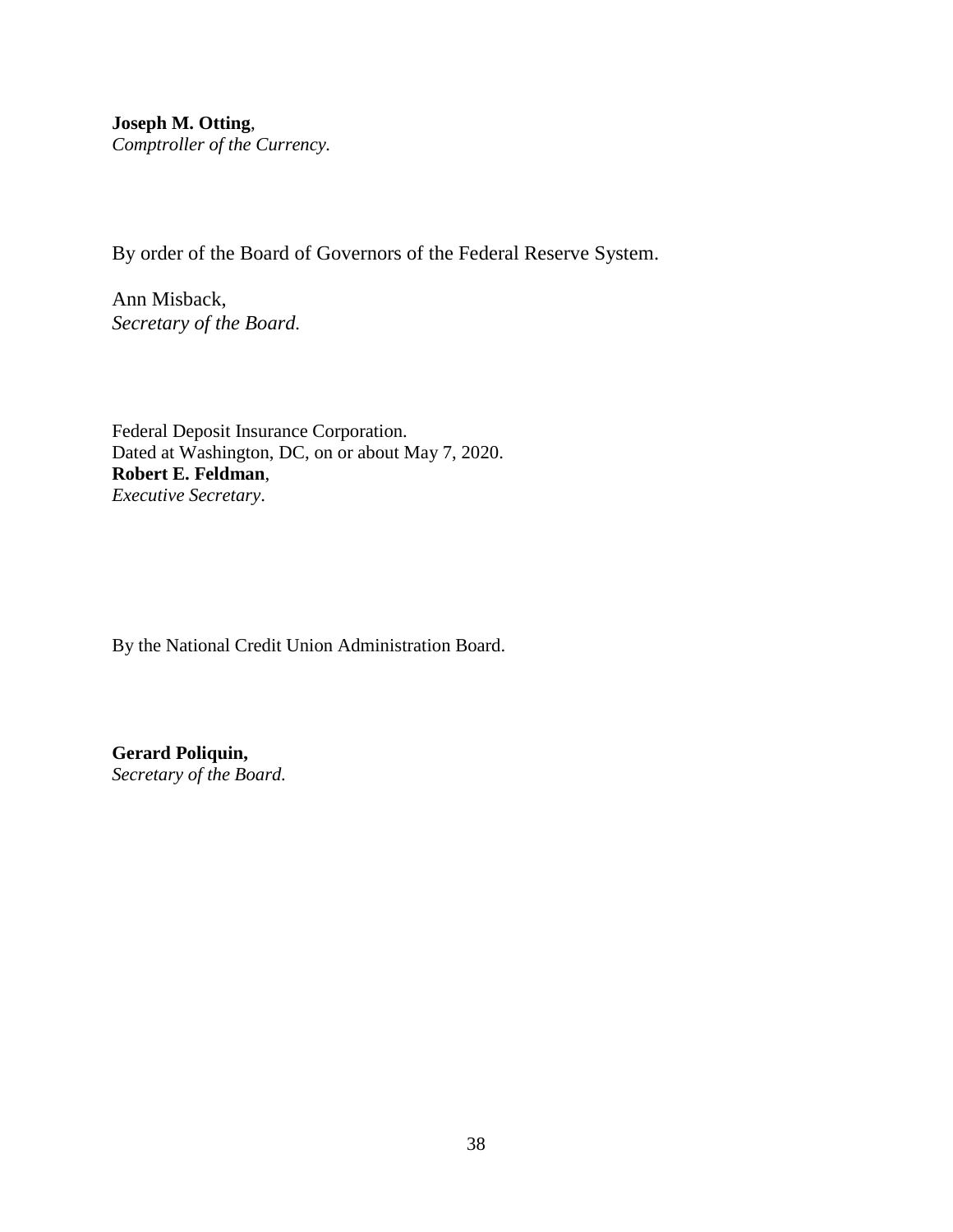**Joseph M. Otting**,
*Comptroller of the Currency.*

By order of the Board of Governors of the Federal Reserve System.

Ann Misback,
*Secretary of the Board.*

Federal Deposit Insurance Corporation.
Dated at Washington, DC, on or about May 7, 2020.
**Robert E. Feldman**,
*Executive Secretary*.

By the National Credit Union Administration Board.

**Gerard Poliquin,**
*Secretary of the Board.*